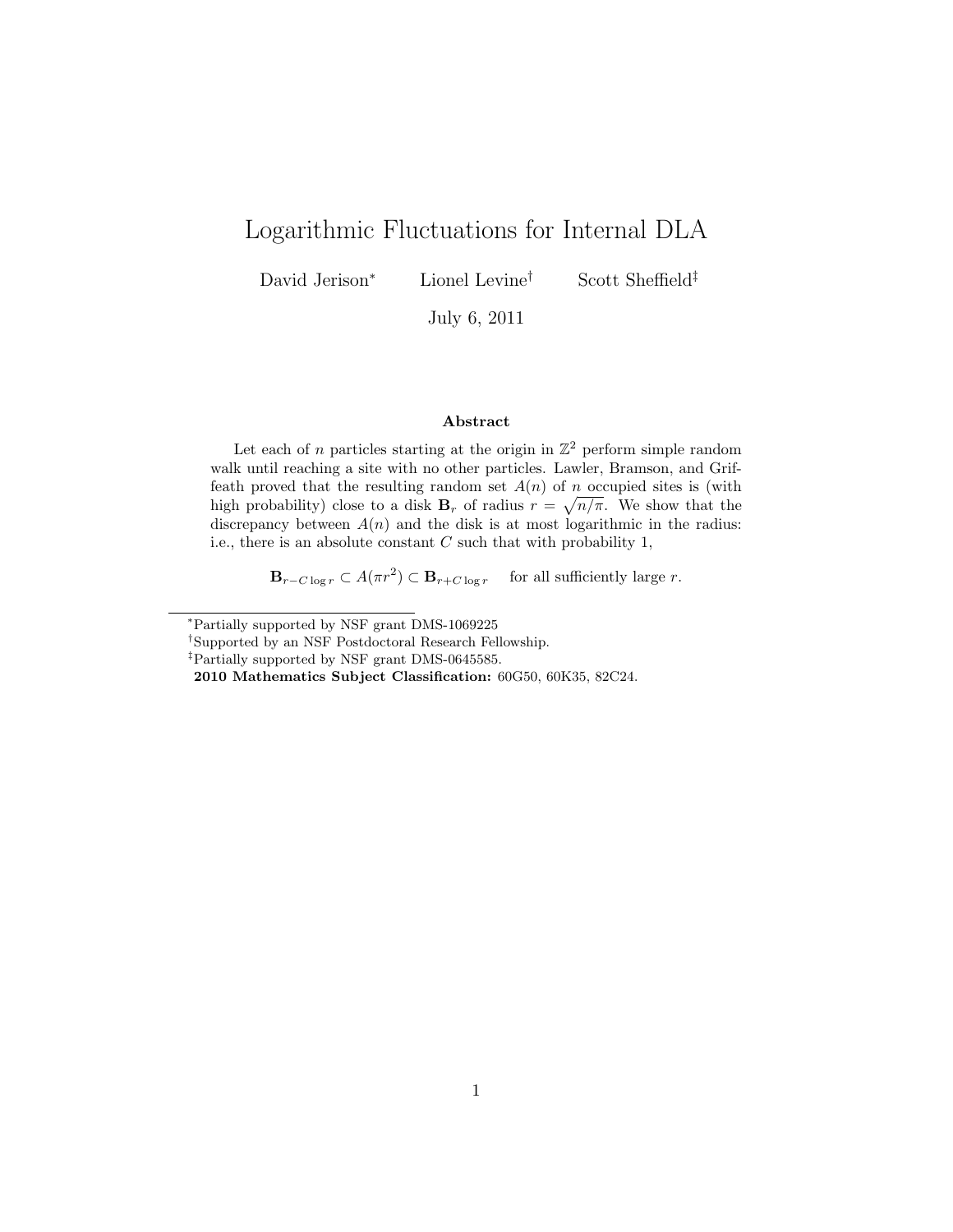# Logarithmic Fluctuations for Internal DLA

David Jerison[*] Lionel Levine[†] Scott Sheffield[‡]

July 6, 2011

## Abstract

Let each of $n$ particles starting at the origin in $\mathbb{Z}^2$ perform simple random walk until reaching a site with no other particles. Lawler, Bramson, and Griffeath proved that the resulting random set $A(n)$ of $n$ occupied sites is (with high probability) close to a disk $\mathbf{B}_r$ of radius $r = \sqrt{n/\pi}$. We show that the discrepancy between $A(n)$ and the disk is at most logarithmic in the radius: i.e., there is an absolute constant $C$ such that with probability 1,

$$\mathbf{B}_{r-C\log r} \subset A(\pi r^2) \subset \mathbf{B}_{r+C\log r} \quad \text{for all sufficiently large } r.$$

---

[*] Partially supported by NSF grant DMS-1069225

[†] Supported by an NSF Postdoctoral Research Fellowship.

[‡] Partially supported by NSF grant DMS-0645585.

**2010 Mathematics Subject Classification:** 60G50, 60K35, 82C24.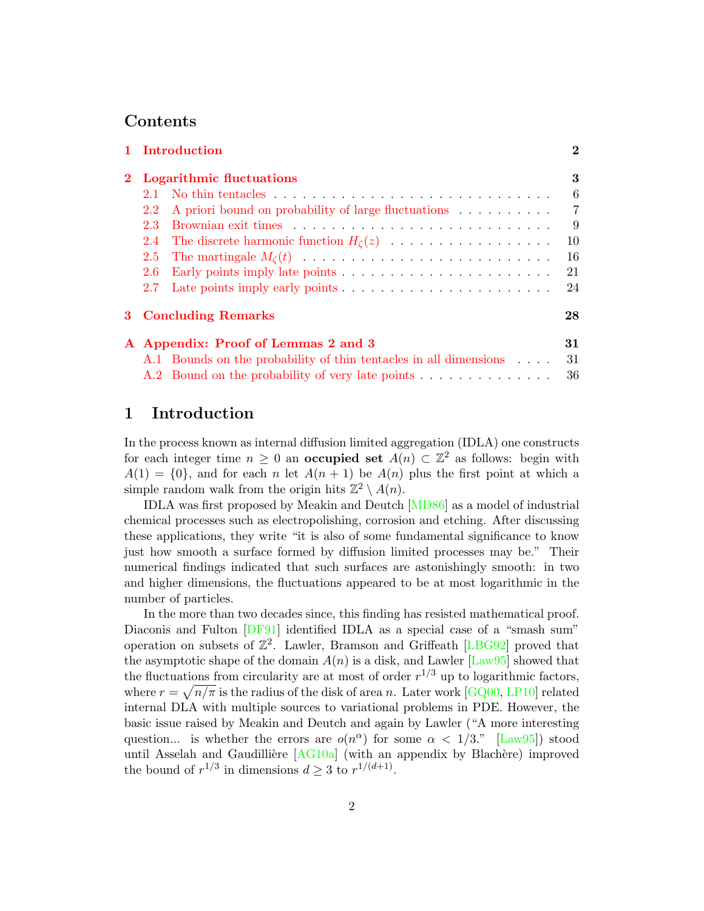## Contents

1 Introduction 2

2 Logarithmic fluctuations 3
- 2.1 No thin tentacles 6
- 2.2 A priori bound on probability of large fluctuations 7
- 2.3 Brownian exit times 9
- 2.4 The discrete harmonic function $H_\zeta(z)$ 10
- 2.5 The martingale $M_\zeta(t)$ 16
- 2.6 Early points imply late points 21
- 2.7 Late points imply early points 24

3 Concluding Remarks 28

A Appendix: Proof of Lemmas 2 and 3 31
- A.1 Bounds on the probability of thin tentacles in all dimensions 31
- A.2 Bound on the probability of very late points 36

# 1 Introduction

In the process known as internal diffusion limited aggregation (IDLA) one constructs for each integer time $n \geq 0$ an **occupied set** $A(n) \subset \mathbb{Z}^2$ as follows: begin with $A(1) = \{0\}$, and for each $n$ let $A(n+1)$ be $A(n)$ plus the first point at which a simple random walk from the origin hits $\mathbb{Z}^2 \setminus A(n)$.

IDLA was first proposed by Meakin and Deutch [MD86] as a model of industrial chemical processes such as electropolishing, corrosion and etching. After discussing these applications, they write "it is also of some fundamental significance to know just how smooth a surface formed by diffusion limited processes may be." Their numerical findings indicated that such surfaces are astonishingly smooth: in two and higher dimensions, the fluctuations appeared to be at most logarithmic in the number of particles.

In the more than two decades since, this finding has resisted mathematical proof. Diaconis and Fulton [DF91] identified IDLA as a special case of a "smash sum" operation on subsets of $\mathbb{Z}^2$. Lawler, Bramson and Griffeath [LBG92] proved that the asymptotic shape of the domain $A(n)$ is a disk, and Lawler [Law95] showed that the fluctuations from circularity are at most of order $r^{1/3}$ up to logarithmic factors, where $r = \sqrt{n/\pi}$ is the radius of the disk of area $n$. Later work [GQ00, LP10] related internal DLA with multiple sources to variational problems in PDE. However, the basic issue raised by Meakin and Deutch and again by Lawler ("A more interesting question... is whether the errors are $o(n^\alpha)$ for some $\alpha < 1/3$." [Law95]) stood until Asselah and Gaudillière [AG10a] (with an appendix by Blachère) improved the bound of $r^{1/3}$ in dimensions $d \geq 3$ to $r^{1/(d+1)}$.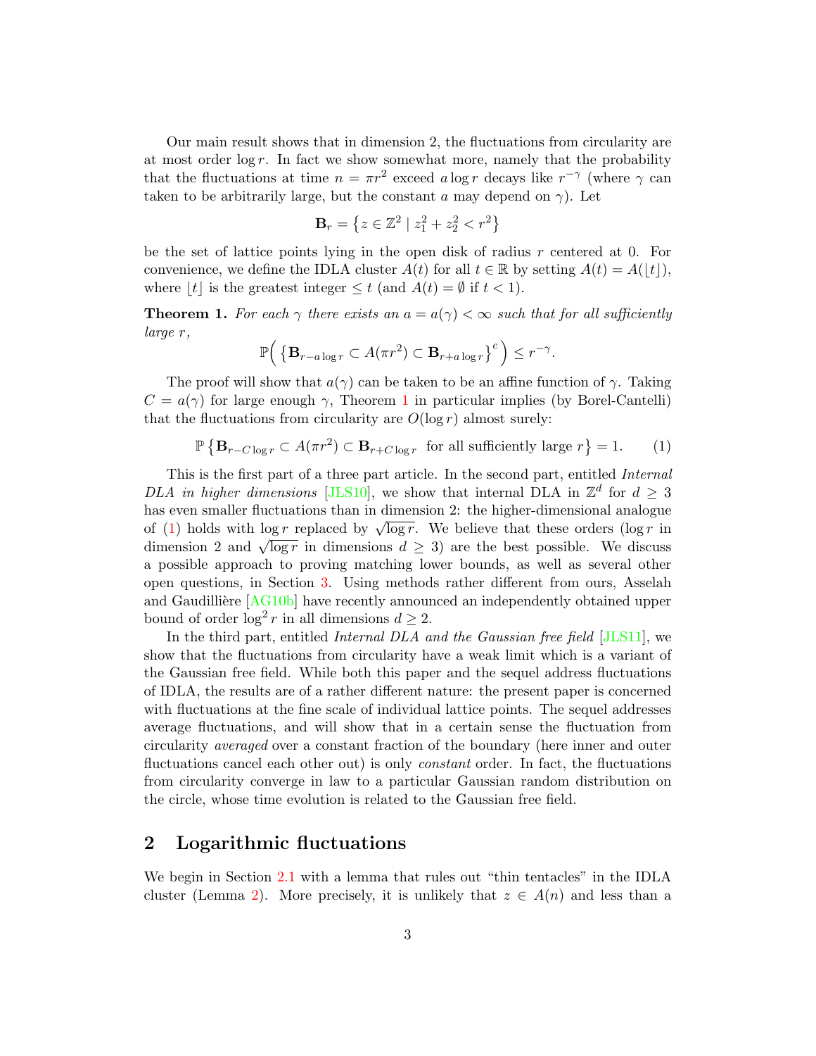Our main result shows that in dimension 2, the fluctuations from circularity are at most order $\log r$. In fact we show somewhat more, namely that the probability that the fluctuations at time $n = \pi r^2$ exceed $a \log r$ decays like $r^{-\gamma}$ (where $\gamma$ can taken to be arbitrarily large, but the constant $a$ may depend on $\gamma$). Let

$$\mathbf{B}_r = \left\{ z \in \mathbb{Z}^2 \mid z_1^2 + z_2^2 < r^2 \right\}$$

be the set of lattice points lying in the open disk of radius $r$ centered at 0. For convenience, we define the IDLA cluster $A(t)$ for all $t \in \mathbb{R}$ by setting $A(t) = A(\lfloor t \rfloor)$, where $\lfloor t \rfloor$ is the greatest integer $\leq t$ (and $A(t) = \emptyset$ if $t < 1$).

**Theorem 1.** *For each $\gamma$ there exists an $a = a(\gamma) < \infty$ such that for all sufficiently large $r$,*

$$\mathbb{P}\Big( \left\{ \mathbf{B}_{r - a \log r} \subset A(\pi r^2) \subset \mathbf{B}_{r + a \log r} \right\}^c \Big) \leq r^{-\gamma}.$$

The proof will show that $a(\gamma)$ can be taken to be an affine function of $\gamma$. Taking $C = a(\gamma)$ for large enough $\gamma$, Theorem 1 in particular implies (by Borel-Cantelli) that the fluctuations from circularity are $O(\log r)$ almost surely:

$$\mathbb{P}\left\{ \mathbf{B}_{r - C \log r} \subset A(\pi r^2) \subset \mathbf{B}_{r + C \log r} \text{ for all sufficiently large } r \right\} = 1. \tag{1}$$

This is the first part of a three part article. In the second part, entitled *Internal DLA in higher dimensions* [JLS10], we show that internal DLA in $\mathbb{Z}^d$ for $d \geq 3$ has even smaller fluctuations than in dimension 2: the higher-dimensional analogue of (1) holds with $\log r$ replaced by $\sqrt{\log r}$. We believe that these orders ($\log r$ in dimension 2 and $\sqrt{\log r}$ in dimensions $d \geq 3$) are the best possible. We discuss a possible approach to proving matching lower bounds, as well as several other open questions, in Section 3. Using methods rather different from ours, Asselah and Gaudillière [AG10b] have recently announced an independently obtained upper bound of order $\log^2 r$ in all dimensions $d \geq 2$.

In the third part, entitled *Internal DLA and the Gaussian free field* [JLS11], we show that the fluctuations from circularity have a weak limit which is a variant of the Gaussian free field. While both this paper and the sequel address fluctuations of IDLA, the results are of a rather different nature: the present paper is concerned with fluctuations at the fine scale of individual lattice points. The sequel addresses average fluctuations, and will show that in a certain sense the fluctuation from circularity *averaged* over a constant fraction of the boundary (here inner and outer fluctuations cancel each other out) is only *constant* order. In fact, the fluctuations from circularity converge in law to a particular Gaussian random distribution on the circle, whose time evolution is related to the Gaussian free field.

## 2 Logarithmic fluctuations

We begin in Section 2.1 with a lemma that rules out "thin tentacles" in the IDLA cluster (Lemma 2). More precisely, it is unlikely that $z \in A(n)$ and less than a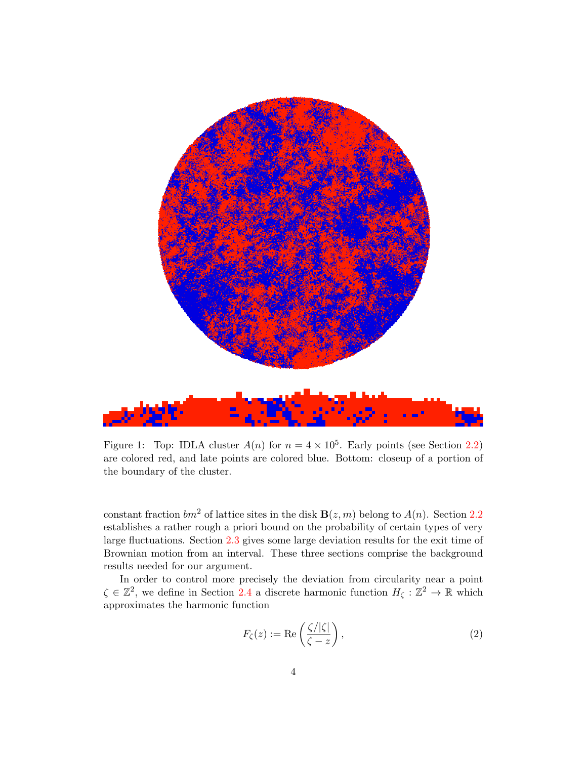Figure 1: Top: IDLA cluster $A(n)$ for $n = 4 \times 10^5$. Early points (see Section 2.2) are colored red, and late points are colored blue. Bottom: closeup of a portion of the boundary of the cluster.

constant fraction $bm^2$ of lattice sites in the disk $\mathbf{B}(z, m)$ belong to $A(n)$. Section 2.2 establishes a rather rough a priori bound on the probability of certain types of very large fluctuations. Section 2.3 gives some large deviation results for the exit time of Brownian motion from an interval. These three sections comprise the background results needed for our argument.

In order to control more precisely the deviation from circularity near a point $\zeta \in \mathbb{Z}^2$, we define in Section 2.4 a discrete harmonic function $H_\zeta : \mathbb{Z}^2 \to \mathbb{R}$ which approximates the harmonic function

$$F_\zeta(z) := \mathrm{Re}\left(\frac{\zeta/|\zeta|}{\zeta - z}\right), \tag{2}$$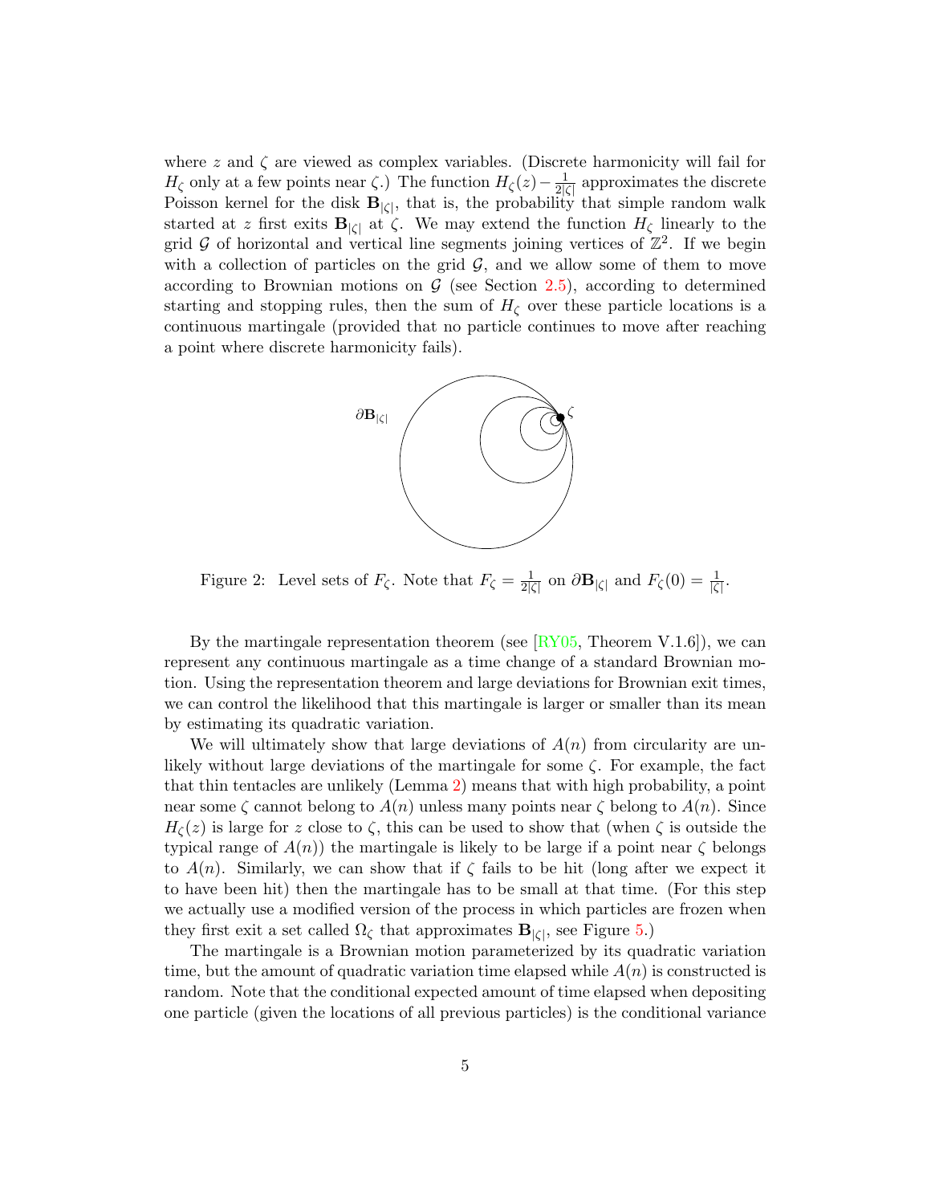where $z$ and $\zeta$ are viewed as complex variables. (Discrete harmonicity will fail for $H_\zeta$ only at a few points near $\zeta$.) The function $H_\zeta(z) - \frac{1}{2|\zeta|}$ approximates the discrete Poisson kernel for the disk $\mathbf{B}_{|\zeta|}$, that is, the probability that simple random walk started at $z$ first exits $\mathbf{B}_{|\zeta|}$ at $\zeta$. We may extend the function $H_\zeta$ linearly to the grid $\mathcal{G}$ of horizontal and vertical line segments joining vertices of $\mathbb{Z}^2$. If we begin with a collection of particles on the grid $\mathcal{G}$, and we allow some of them to move according to Brownian motions on $\mathcal{G}$ (see Section 2.5), according to determined starting and stopping rules, then the sum of $H_\zeta$ over these particle locations is a continuous martingale (provided that no particle continues to move after reaching a point where discrete harmonicity fails).

Figure 2: Level sets of $F_\zeta$. Note that $F_\zeta = \frac{1}{2|\zeta|}$ on $\partial\mathbf{B}_{|\zeta|}$ and $F_\zeta(0) = \frac{1}{|\zeta|}$.

By the martingale representation theorem (see [RY05, Theorem V.1.6]), we can represent any continuous martingale as a time change of a standard Brownian motion. Using the representation theorem and large deviations for Brownian exit times, we can control the likelihood that this martingale is larger or smaller than its mean by estimating its quadratic variation.

We will ultimately show that large deviations of $A(n)$ from circularity are unlikely without large deviations of the martingale for some $\zeta$. For example, the fact that thin tentacles are unlikely (Lemma 2) means that with high probability, a point near some $\zeta$ cannot belong to $A(n)$ unless many points near $\zeta$ belong to $A(n)$. Since $H_\zeta(z)$ is large for $z$ close to $\zeta$, this can be used to show that (when $\zeta$ is outside the typical range of $A(n)$) the martingale is likely to be large if a point near $\zeta$ belongs to $A(n)$. Similarly, we can show that if $\zeta$ fails to be hit (long after we expect it to have been hit) then the martingale has to be small at that time. (For this step we actually use a modified version of the process in which particles are frozen when they first exit a set called $\Omega_\zeta$ that approximates $\mathbf{B}_{|\zeta|}$, see Figure 5.)

The martingale is a Brownian motion parameterized by its quadratic variation time, but the amount of quadratic variation time elapsed while $A(n)$ is constructed is random. Note that the conditional expected amount of time elapsed when depositing one particle (given the locations of all previous particles) is the conditional variance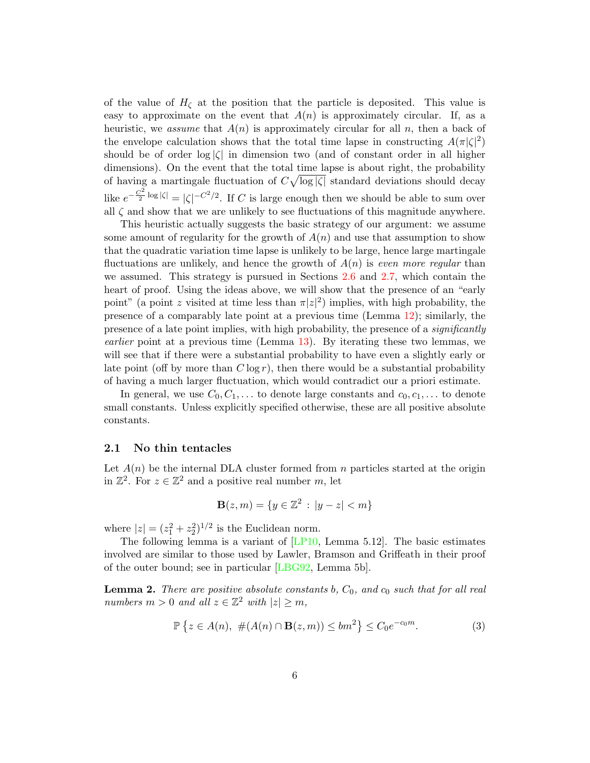of the value of $H_\zeta$ at the position that the particle is deposited. This value is easy to approximate on the event that $A(n)$ is approximately circular. If, as a heuristic, we *assume* that $A(n)$ is approximately circular for all $n$, then a back of the envelope calculation shows that the total time lapse in constructing $A(\pi|\zeta|^2)$ should be of order $\log|\zeta|$ in dimension two (and of constant order in all higher dimensions). On the event that the total time lapse is about right, the probability of having a martingale fluctuation of $C\sqrt{\log|\zeta|}$ standard deviations should decay like $e^{-\frac{C^2}{2}\log|\zeta|} = |\zeta|^{-C^2/2}$. If $C$ is large enough then we should be able to sum over all $\zeta$ and show that we are unlikely to see fluctuations of this magnitude anywhere.

This heuristic actually suggests the basic strategy of our argument: we assume some amount of regularity for the growth of $A(n)$ and use that assumption to show that the quadratic variation time lapse is unlikely to be large, hence large martingale fluctuations are unlikely, and hence the growth of $A(n)$ is *even more regular* than we assumed. This strategy is pursued in Sections 2.6 and 2.7, which contain the heart of proof. Using the ideas above, we will show that the presence of an "early point" (a point $z$ visited at time less than $\pi|z|^2$) implies, with high probability, the presence of a comparably late point at a previous time (Lemma 12); similarly, the presence of a late point implies, with high probability, the presence of a *significantly earlier* point at a previous time (Lemma 13). By iterating these two lemmas, we will see that if there were a substantial probability to have even a slightly early or late point (off by more than $C\log r$), then there would be a substantial probability of having a much larger fluctuation, which would contradict our a priori estimate.

In general, we use $C_0, C_1, \ldots$ to denote large constants and $c_0, c_1, \ldots$ to denote small constants. Unless explicitly specified otherwise, these are all positive absolute constants.

## 2.1 No thin tentacles

Let $A(n)$ be the internal DLA cluster formed from $n$ particles started at the origin in $\mathbb{Z}^2$. For $z \in \mathbb{Z}^2$ and a positive real number $m$, let

$$\mathbf{B}(z,m) = \{y \in \mathbb{Z}^2 \, : \, |y - z| < m\}$$

where $|z| = (z_1^2 + z_2^2)^{1/2}$ is the Euclidean norm.

The following lemma is a variant of [LP10, Lemma 5.12]. The basic estimates involved are similar to those used by Lawler, Bramson and Griffeath in their proof of the outer bound; see in particular [LBG92, Lemma 5b].

**Lemma 2.** *There are positive absolute constants $b$, $C_0$, and $c_0$ such that for all real numbers $m > 0$ and all $z \in \mathbb{Z}^2$ with $|z| \geq m$,*

$$\mathbb{P}\left\{z \in A(n),\ \#(A(n) \cap \mathbf{B}(z,m)) \leq bm^2\right\} \leq C_0 e^{-c_0 m}. \tag{3}$$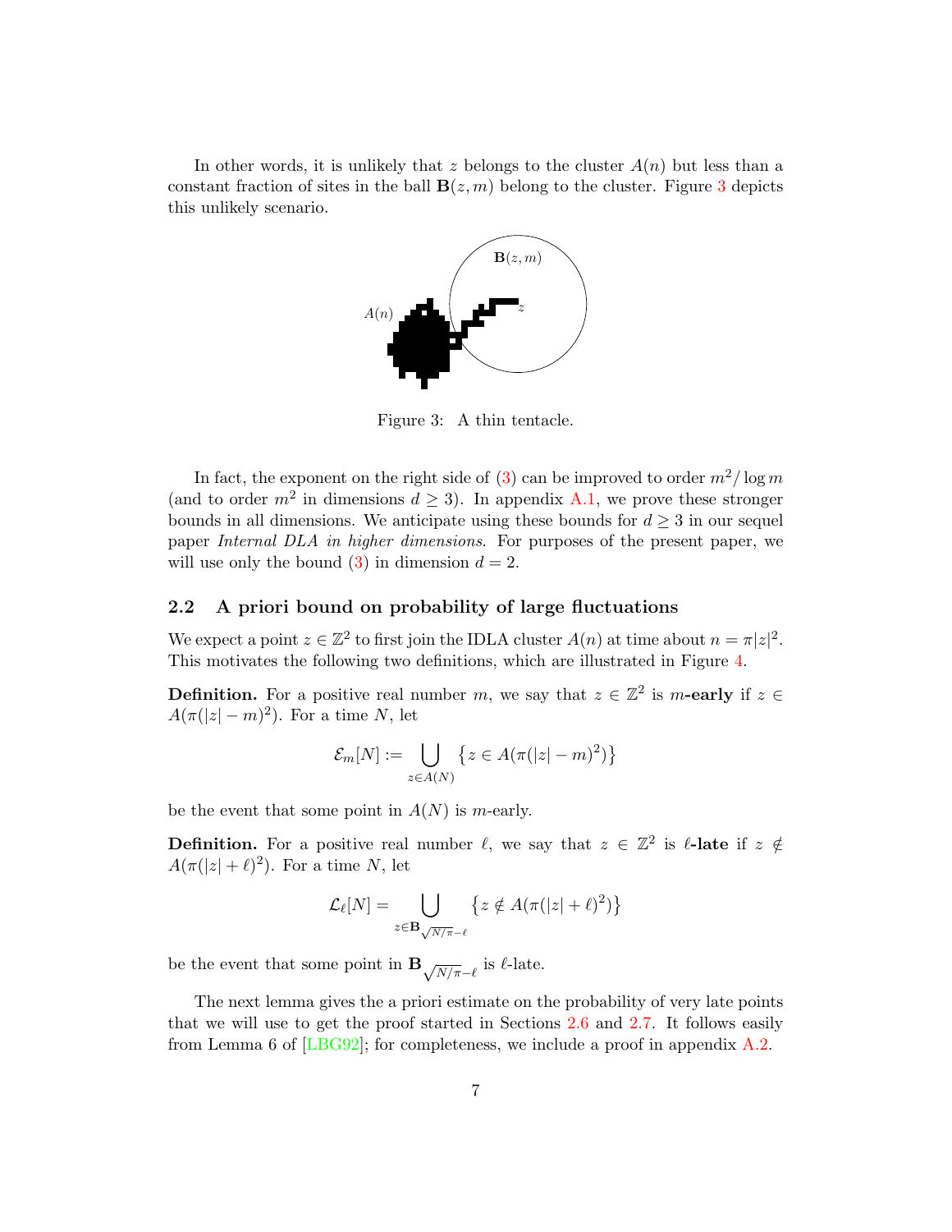In other words, it is unlikely that $z$ belongs to the cluster $A(n)$ but less than a constant fraction of sites in the ball $\mathbf{B}(z,m)$ belong to the cluster. Figure 3 depicts this unlikely scenario.

Figure 3: A thin tentacle.

In fact, the exponent on the right side of (3) can be improved to order $m^2/\log m$ (and to order $m^2$ in dimensions $d \geq 3$). In appendix A.1, we prove these stronger bounds in all dimensions. We anticipate using these bounds for $d \geq 3$ in our sequel paper *Internal DLA in higher dimensions*. For purposes of the present paper, we will use only the bound (3) in dimension $d = 2$.

### 2.2 A priori bound on probability of large fluctuations

We expect a point $z \in \mathbb{Z}^2$ to first join the IDLA cluster $A(n)$ at time about $n = \pi|z|^2$. This motivates the following two definitions, which are illustrated in Figure 4.

**Definition.** For a positive real number $m$, we say that $z \in \mathbb{Z}^2$ is $m$**-early** if $z \in A(\pi(|z|-m)^2)$. For a time $N$, let

$$\mathcal{E}_m[N] := \bigcup_{z \in A(N)} \left\{ z \in A(\pi(|z|-m)^2) \right\}$$

be the event that some point in $A(N)$ is $m$-early.

**Definition.** For a positive real number $\ell$, we say that $z \in \mathbb{Z}^2$ is $\ell$**-late** if $z \notin A(\pi(|z|+\ell)^2)$. For a time $N$, let

$$\mathcal{L}_\ell[N] = \bigcup_{z \in \mathbf{B}_{\sqrt{N/\pi}-\ell}} \left\{ z \notin A(\pi(|z|+\ell)^2) \right\}$$

be the event that some point in $\mathbf{B}_{\sqrt{N/\pi}-\ell}$ is $\ell$-late.

The next lemma gives the a priori estimate on the probability of very late points that we will use to get the proof started in Sections 2.6 and 2.7. It follows easily from Lemma 6 of [LBG92]; for completeness, we include a proof in appendix A.2.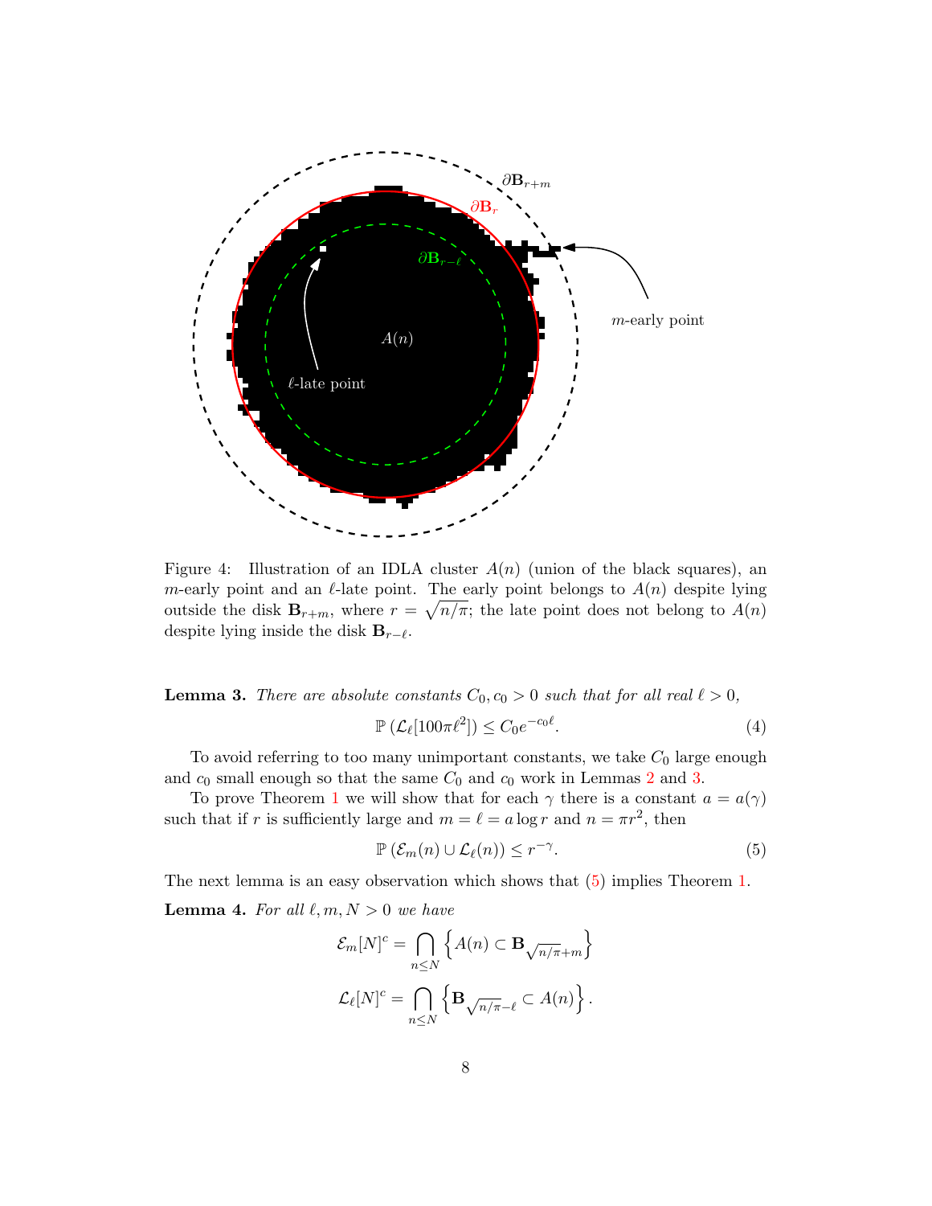Figure 4: Illustration of an IDLA cluster $A(n)$ (union of the black squares), an $m$-early point and an $\ell$-late point. The early point belongs to $A(n)$ despite lying outside the disk $\mathbf{B}_{r+m}$, where $r = \sqrt{n/\pi}$; the late point does not belong to $A(n)$ despite lying inside the disk $\mathbf{B}_{r-\ell}$.

**Lemma 3.** *There are absolute constants $C_0, c_0 > 0$ such that for all real $\ell > 0$,*

$$\mathbb{P}\left(\mathcal{L}_\ell[100\pi\ell^2]\right) \le C_0 e^{-c_0 \ell}. \tag{4}$$

To avoid referring to too many unimportant constants, we take $C_0$ large enough and $c_0$ small enough so that the same $C_0$ and $c_0$ work in Lemmas 2 and 3.

To prove Theorem 1 we will show that for each $\gamma$ there is a constant $a = a(\gamma)$ such that if $r$ is sufficiently large and $m = \ell = a \log r$ and $n = \pi r^2$, then

$$\mathbb{P}\left(\mathcal{E}_m(n) \cup \mathcal{L}_\ell(n)\right) \le r^{-\gamma}. \tag{5}$$

The next lemma is an easy observation which shows that (5) implies Theorem 1.

**Lemma 4.** *For all $\ell, m, N > 0$ we have*

$$\mathcal{E}_m[N]^c = \bigcap_{n \le N} \left\{ A(n) \subset \mathbf{B}_{\sqrt{n/\pi}+m} \right\}$$

$$\mathcal{L}_\ell[N]^c = \bigcap_{n \le N} \left\{ \mathbf{B}_{\sqrt{n/\pi}-\ell} \subset A(n) \right\}.$$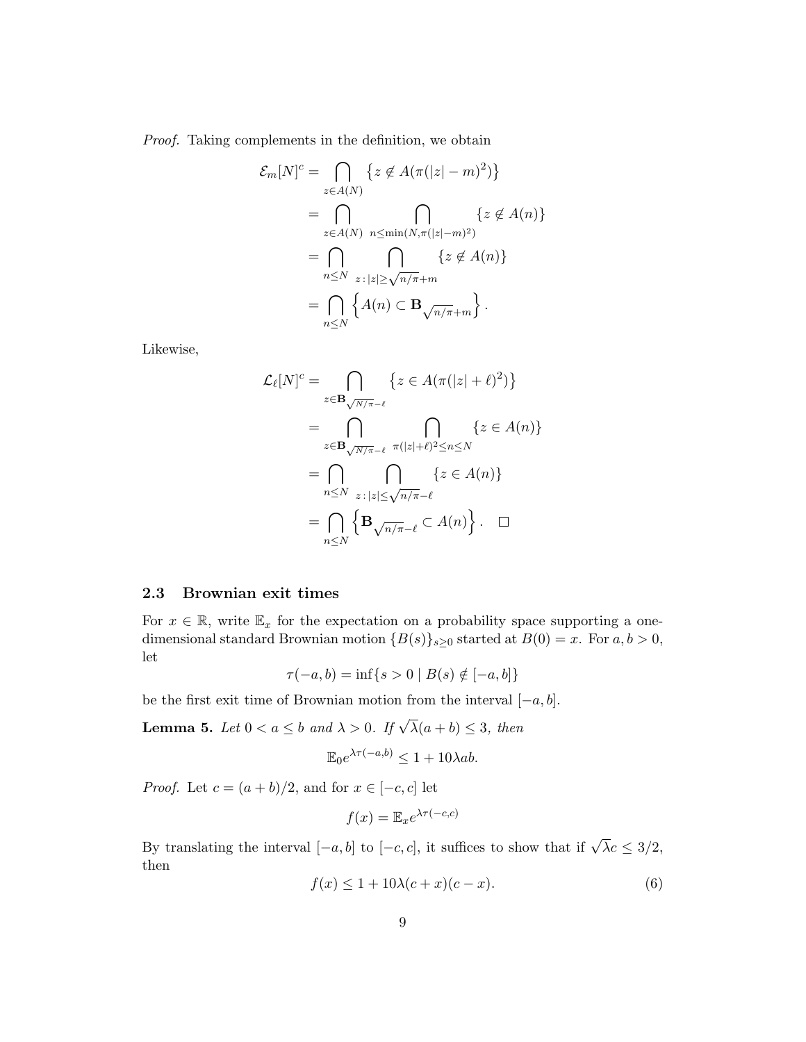*Proof.* Taking complements in the definition, we obtain

$$
\begin{aligned}
\mathcal{E}_m[N]^c &= \bigcap_{z \in A(N)} \left\{ z \notin A(\pi(|z| - m)^2) \right\} \\
&= \bigcap_{z \in A(N)} \bigcap_{n \le \min(N, \pi(|z|-m)^2)} \{ z \notin A(n) \} \\
&= \bigcap_{n \le N} \bigcap_{z \,:\, |z| \ge \sqrt{n/\pi} + m} \{ z \notin A(n) \} \\
&= \bigcap_{n \le N} \left\{ A(n) \subset \mathbf{B}_{\sqrt{n/\pi}+m} \right\}.
\end{aligned}
$$

Likewise,

$$
\begin{aligned}
\mathcal{L}_\ell[N]^c &= \bigcap_{z \in \mathbf{B}_{\sqrt{N/\pi}-\ell}} \left\{ z \in A(\pi(|z| + \ell)^2) \right\} \\
&= \bigcap_{z \in \mathbf{B}_{\sqrt{N/\pi}-\ell}} \bigcap_{\pi(|z|+\ell)^2 \le n \le N} \{ z \in A(n) \} \\
&= \bigcap_{n \le N} \bigcap_{z \,:\, |z| \le \sqrt{n/\pi} - \ell} \{ z \in A(n) \} \\
&= \bigcap_{n \le N} \left\{ \mathbf{B}_{\sqrt{n/\pi}-\ell} \subset A(n) \right\}. \quad \square
\end{aligned}
$$

### 2.3 Brownian exit times

For $x \in \mathbb{R}$, write $\mathbb{E}_x$ for the expectation on a probability space supporting a one-dimensional standard Brownian motion $\{B(s)\}_{s \ge 0}$ started at $B(0) = x$. For $a, b > 0$, let

$$
\tau(-a, b) = \inf\{ s > 0 \mid B(s) \notin [-a, b] \}
$$

be the first exit time of Brownian motion from the interval $[-a, b]$.

**Lemma 5.** *Let $0 < a \le b$ and $\lambda > 0$. If $\sqrt{\lambda}(a + b) \le 3$, then*

$$
\mathbb{E}_0 e^{\lambda \tau(-a,b)} \le 1 + 10\lambda ab.
$$

*Proof.* Let $c = (a + b)/2$, and for $x \in [-c, c]$ let

$$
f(x) = \mathbb{E}_x e^{\lambda \tau(-c,c)}
$$

By translating the interval $[-a, b]$ to $[-c, c]$, it suffices to show that if $\sqrt{\lambda} c \le 3/2$, then

$$
f(x) \le 1 + 10\lambda(c + x)(c - x). \tag{6}
$$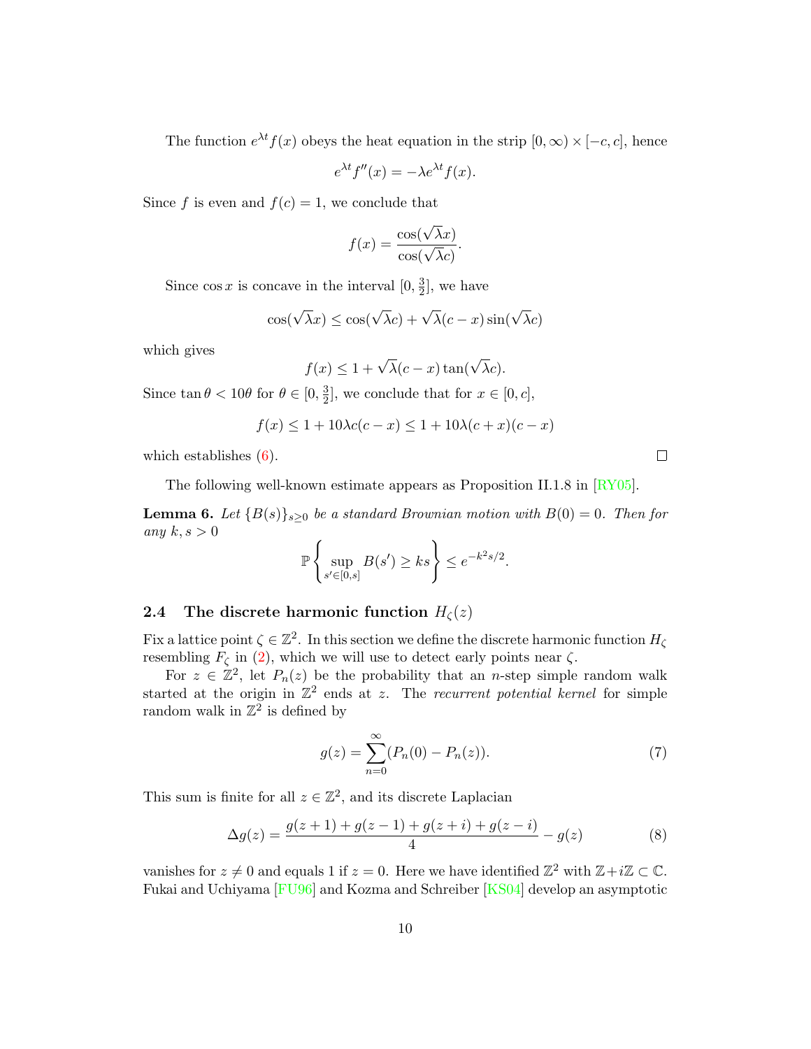The function $e^{\lambda t} f(x)$ obeys the heat equation in the strip $[0, \infty) \times [-c, c]$, hence

$$e^{\lambda t} f''(x) = -\lambda e^{\lambda t} f(x).$$

Since $f$ is even and $f(c) = 1$, we conclude that

$$f(x) = \frac{\cos(\sqrt{\lambda} x)}{\cos(\sqrt{\lambda} c)}.$$

Since $\cos x$ is concave in the interval $[0, \frac{3}{2}]$, we have

$$\cos(\sqrt{\lambda} x) \leq \cos(\sqrt{\lambda} c) + \sqrt{\lambda}(c - x) \sin(\sqrt{\lambda} c)$$

which gives

$$f(x) \leq 1 + \sqrt{\lambda}(c - x) \tan(\sqrt{\lambda} c).$$

Since $\tan \theta < 10\theta$ for $\theta \in [0, \frac{3}{2}]$, we conclude that for $x \in [0, c]$,

$$f(x) \leq 1 + 10\lambda c(c - x) \leq 1 + 10\lambda(c + x)(c - x)$$

which establishes (6). $\square$

The following well-known estimate appears as Proposition II.1.8 in [RY05].

**Lemma 6.** *Let $\{B(s)\}_{s \geq 0}$ be a standard Brownian motion with $B(0) = 0$. Then for any $k, s > 0$*

$$\mathbb{P}\left\{ \sup_{s' \in [0,s]} B(s') \geq ks \right\} \leq e^{-k^2 s/2}.$$

### 2.4 The discrete harmonic function $H_\zeta(z)$

Fix a lattice point $\zeta \in \mathbb{Z}^2$. In this section we define the discrete harmonic function $H_\zeta$ resembling $F_\zeta$ in (2), which we will use to detect early points near $\zeta$.

For $z \in \mathbb{Z}^2$, let $P_n(z)$ be the probability that an $n$-step simple random walk started at the origin in $\mathbb{Z}^2$ ends at $z$. The *recurrent potential kernel* for simple random walk in $\mathbb{Z}^2$ is defined by

$$g(z) = \sum_{n=0}^{\infty} (P_n(0) - P_n(z)). \tag{7}$$

This sum is finite for all $z \in \mathbb{Z}^2$, and its discrete Laplacian

$$\Delta g(z) = \frac{g(z+1) + g(z-1) + g(z+i) + g(z-i)}{4} - g(z) \tag{8}$$

vanishes for $z \neq 0$ and equals 1 if $z = 0$. Here we have identified $\mathbb{Z}^2$ with $\mathbb{Z} + i\mathbb{Z} \subset \mathbb{C}$. Fukai and Uchiyama [FU96] and Kozma and Schreiber [KS04] develop an asymptotic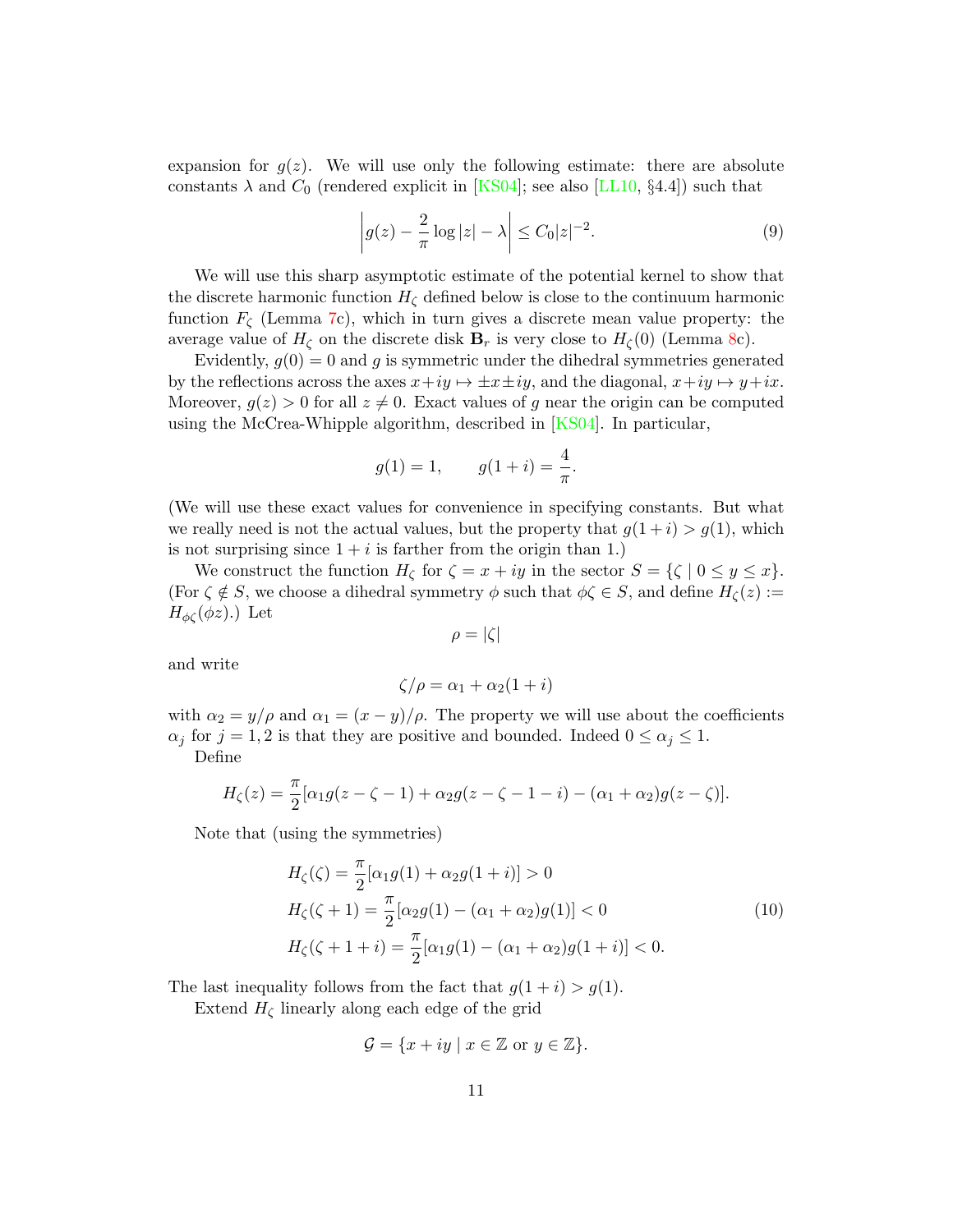expansion for $g(z)$. We will use only the following estimate: there are absolute constants $\lambda$ and $C_0$ (rendered explicit in [KS04]; see also [LL10, §4.4]) such that

$$\left| g(z) - \frac{2}{\pi} \log |z| - \lambda \right| \leq C_0 |z|^{-2}. \tag{9}$$

We will use this sharp asymptotic estimate of the potential kernel to show that the discrete harmonic function $H_\zeta$ defined below is close to the continuum harmonic function $F_\zeta$ (Lemma 7c), which in turn gives a discrete mean value property: the average value of $H_\zeta$ on the discrete disk $\mathbf{B}_r$ is very close to $H_\zeta(0)$ (Lemma 8c).

Evidently, $g(0) = 0$ and $g$ is symmetric under the dihedral symmetries generated by the reflections across the axes $x+iy \mapsto \pm x \pm iy$, and the diagonal, $x+iy \mapsto y+ix$. Moreover, $g(z) > 0$ for all $z \neq 0$. Exact values of $g$ near the origin can be computed using the McCrea-Whipple algorithm, described in [KS04]. In particular,

$$g(1) = 1, \qquad g(1+i) = \frac{4}{\pi}.$$

(We will use these exact values for convenience in specifying constants. But what we really need is not the actual values, but the property that $g(1+i) > g(1)$, which is not surprising since $1+i$ is farther from the origin than 1.)

We construct the function $H_\zeta$ for $\zeta = x+iy$ in the sector $S = \{\zeta \mid 0 \leq y \leq x\}$. (For $\zeta \notin S$, we choose a dihedral symmetry $\phi$ such that $\phi\zeta \in S$, and define $H_\zeta(z) := H_{\phi\zeta}(\phi z)$.) Let

$$\rho = |\zeta|$$

and write

$$\zeta/\rho = \alpha_1 + \alpha_2(1+i)$$

with $\alpha_2 = y/\rho$ and $\alpha_1 = (x-y)/\rho$. The property we will use about the coefficients $\alpha_j$ for $j = 1, 2$ is that they are positive and bounded. Indeed $0 \leq \alpha_j \leq 1$.

Define

$$H_\zeta(z) = \frac{\pi}{2}[\alpha_1 g(z-\zeta-1) + \alpha_2 g(z-\zeta-1-i) - (\alpha_1+\alpha_2) g(z-\zeta)].$$

Note that (using the symmetries)

$$\begin{aligned}
H_\zeta(\zeta) &= \frac{\pi}{2}[\alpha_1 g(1) + \alpha_2 g(1+i)] > 0 \\
H_\zeta(\zeta+1) &= \frac{\pi}{2}[\alpha_2 g(1) - (\alpha_1+\alpha_2) g(1)] < 0 \\
H_\zeta(\zeta+1+i) &= \frac{\pi}{2}[\alpha_1 g(1) - (\alpha_1+\alpha_2) g(1+i)] < 0.
\end{aligned} \tag{10}$$

The last inequality follows from the fact that $g(1+i) > g(1)$.

Extend $H_\zeta$ linearly along each edge of the grid

$$\mathcal{G} = \{x+iy \mid x \in \mathbb{Z} \text{ or } y \in \mathbb{Z}\}.$$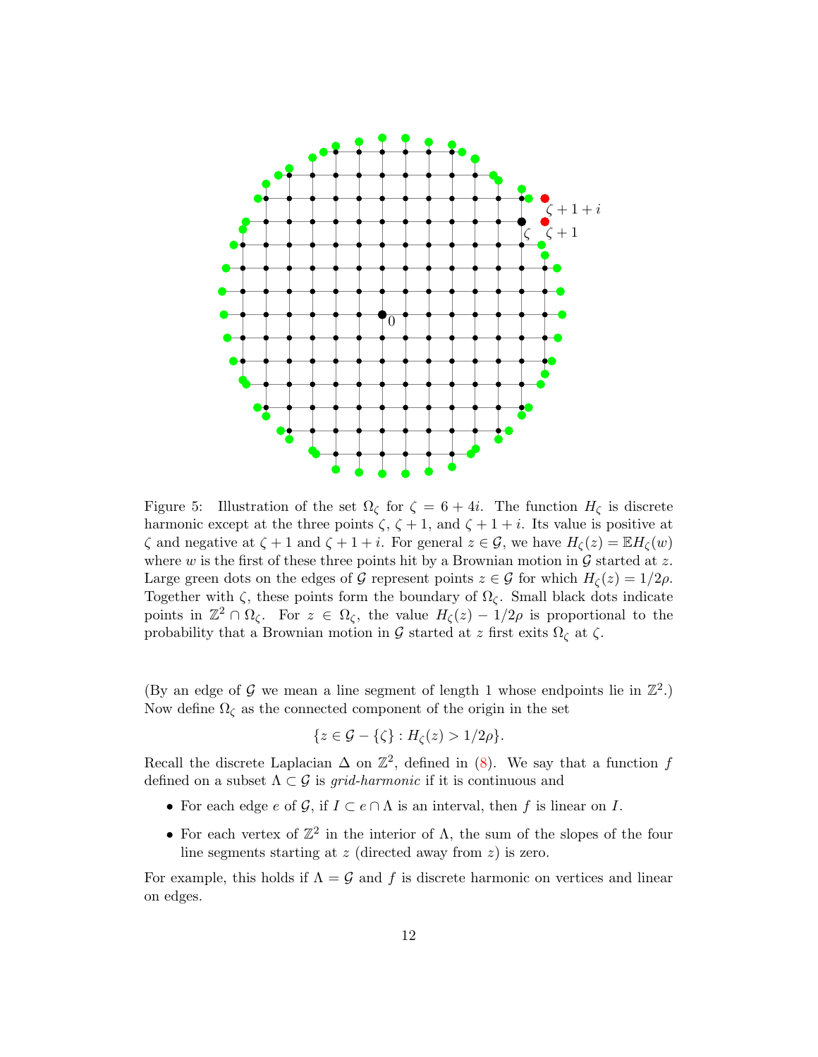Figure 5: Illustration of the set $\Omega_\zeta$ for $\zeta = 6 + 4i$. The function $H_\zeta$ is discrete harmonic except at the three points $\zeta$, $\zeta + 1$, and $\zeta + 1 + i$. Its value is positive at $\zeta$ and negative at $\zeta + 1$ and $\zeta + 1 + i$. For general $z \in \mathcal{G}$, we have $H_\zeta(z) = \mathbb{E} H_\zeta(w)$ where $w$ is the first of these three points hit by a Brownian motion in $\mathcal{G}$ started at $z$. Large green dots on the edges of $\mathcal{G}$ represent points $z \in \mathcal{G}$ for which $H_\zeta(z) = 1/2\rho$. Together with $\zeta$, these points form the boundary of $\Omega_\zeta$. Small black dots indicate points in $\mathbb{Z}^2 \cap \Omega_\zeta$. For $z \in \Omega_\zeta$, the value $H_\zeta(z) - 1/2\rho$ is proportional to the probability that a Brownian motion in $\mathcal{G}$ started at $z$ first exits $\Omega_\zeta$ at $\zeta$.

(By an edge of $\mathcal{G}$ we mean a line segment of length 1 whose endpoints lie in $\mathbb{Z}^2$.) Now define $\Omega_\zeta$ as the connected component of the origin in the set

$$\{z \in \mathcal{G} - \{\zeta\} : H_\zeta(z) > 1/2\rho\}.$$

Recall the discrete Laplacian $\Delta$ on $\mathbb{Z}^2$, defined in (8). We say that a function $f$ defined on a subset $\Lambda \subset \mathcal{G}$ is *grid-harmonic* if it is continuous and

- For each edge $e$ of $\mathcal{G}$, if $I \subset e \cap \Lambda$ is an interval, then $f$ is linear on $I$.
- For each vertex of $\mathbb{Z}^2$ in the interior of $\Lambda$, the sum of the slopes of the four line segments starting at $z$ (directed away from $z$) is zero.

For example, this holds if $\Lambda = \mathcal{G}$ and $f$ is discrete harmonic on vertices and linear on edges.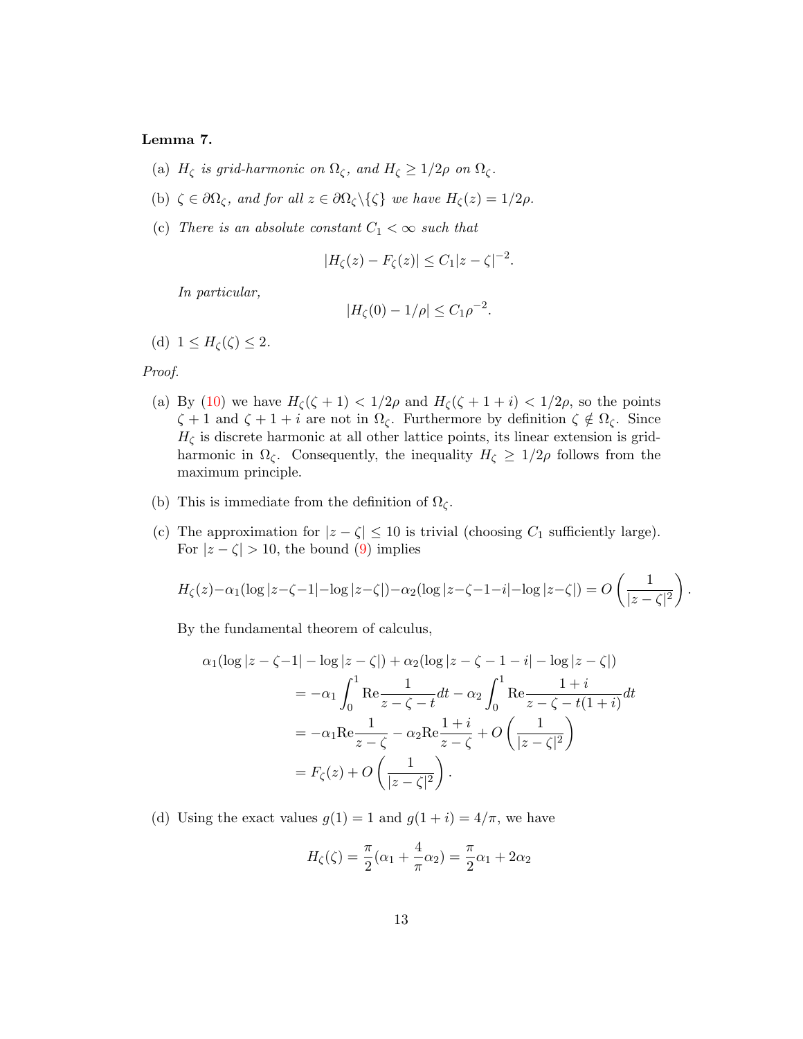**Lemma 7.**

(a) *$H_\zeta$ is grid-harmonic on $\Omega_\zeta$, and $H_\zeta \geq 1/2\rho$ on $\Omega_\zeta$.*

(b) *$\zeta \in \partial\Omega_\zeta$, and for all $z \in \partial\Omega_\zeta \backslash \{\zeta\}$ we have $H_\zeta(z) = 1/2\rho$.*

(c) *There is an absolute constant $C_1 < \infty$ such that*

$$|H_\zeta(z) - F_\zeta(z)| \leq C_1 |z - \zeta|^{-2}.$$

*In particular,*

$$|H_\zeta(0) - 1/\rho| \leq C_1 \rho^{-2}.$$

(d) *$1 \leq H_\zeta(\zeta) \leq 2$.*

*Proof.*

(a) By (10) we have $H_\zeta(\zeta + 1) < 1/2\rho$ and $H_\zeta(\zeta + 1 + i) < 1/2\rho$, so the points $\zeta + 1$ and $\zeta + 1 + i$ are not in $\Omega_\zeta$. Furthermore by definition $\zeta \notin \Omega_\zeta$. Since $H_\zeta$ is discrete harmonic at all other lattice points, its linear extension is grid-harmonic in $\Omega_\zeta$. Consequently, the inequality $H_\zeta \geq 1/2\rho$ follows from the maximum principle.

(b) This is immediate from the definition of $\Omega_\zeta$.

(c) The approximation for $|z - \zeta| \leq 10$ is trivial (choosing $C_1$ sufficiently large). For $|z - \zeta| > 10$, the bound (9) implies

$$H_\zeta(z) - \alpha_1(\log|z-\zeta-1| - \log|z-\zeta|) - \alpha_2(\log|z-\zeta-1-i| - \log|z-\zeta|) = O\left(\frac{1}{|z-\zeta|^2}\right).$$

By the fundamental theorem of calculus,

$$\begin{aligned}
\alpha_1(\log|z-\zeta-1| - \log|z-\zeta|) &+ \alpha_2(\log|z-\zeta-1-i| - \log|z-\zeta|) \\
&= -\alpha_1 \int_0^1 \mathrm{Re}\frac{1}{z-\zeta-t}dt - \alpha_2 \int_0^1 \mathrm{Re}\frac{1+i}{z-\zeta-t(1+i)}dt \\
&= -\alpha_1 \mathrm{Re}\frac{1}{z-\zeta} - \alpha_2 \mathrm{Re}\frac{1+i}{z-\zeta} + O\left(\frac{1}{|z-\zeta|^2}\right) \\
&= F_\zeta(z) + O\left(\frac{1}{|z-\zeta|^2}\right).
\end{aligned}$$

(d) Using the exact values $g(1) = 1$ and $g(1+i) = 4/\pi$, we have

$$H_\zeta(\zeta) = \frac{\pi}{2}(\alpha_1 + \frac{4}{\pi}\alpha_2) = \frac{\pi}{2}\alpha_1 + 2\alpha_2$$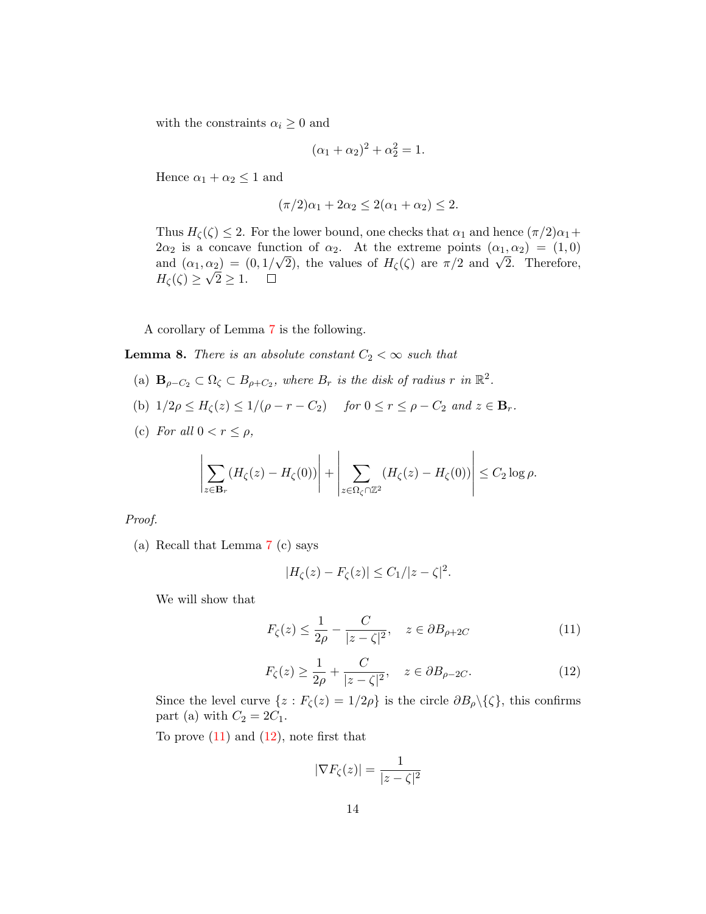with the constraints $\alpha_i \geq 0$ and

$$(\alpha_1 + \alpha_2)^2 + \alpha_2^2 = 1.$$

Hence $\alpha_1 + \alpha_2 \leq 1$ and

$$(\pi/2)\alpha_1 + 2\alpha_2 \leq 2(\alpha_1 + \alpha_2) \leq 2.$$

Thus $H_\zeta(\zeta) \leq 2$. For the lower bound, one checks that $\alpha_1$ and hence $(\pi/2)\alpha_1 + 2\alpha_2$ is a concave function of $\alpha_2$. At the extreme points $(\alpha_1, \alpha_2) = (1, 0)$ and $(\alpha_1, \alpha_2) = (0, 1/\sqrt{2})$, the values of $H_\zeta(\zeta)$ are $\pi/2$ and $\sqrt{2}$. Therefore, $H_\zeta(\zeta) \geq \sqrt{2} \geq 1$. $\square$

A corollary of Lemma 7 is the following.

**Lemma 8.** *There is an absolute constant $C_2 < \infty$ such that*

(a) $\mathbf{B}_{\rho - C_2} \subset \Omega_\zeta \subset B_{\rho + C_2}$*, where $B_r$ is the disk of radius $r$ in $\mathbb{R}^2$.*

(b) $1/2\rho \leq H_\zeta(z) \leq 1/(\rho - r - C_2)$ *for $0 \leq r \leq \rho - C_2$ and $z \in \mathbf{B}_r$.*

(c) *For all $0 < r \leq \rho$,*

$$\left| \sum_{z \in \mathbf{B}_r} (H_\zeta(z) - H_\zeta(0)) \right| + \left| \sum_{z \in \Omega_\zeta \cap \mathbb{Z}^2} (H_\zeta(z) - H_\zeta(0)) \right| \leq C_2 \log \rho.$$

*Proof.*

(a) Recall that Lemma 7 (c) says

$$|H_\zeta(z) - F_\zeta(z)| \leq C_1/|z - \zeta|^2.$$

We will show that

$$F_\zeta(z) \leq \frac{1}{2\rho} - \frac{C}{|z - \zeta|^2}, \quad z \in \partial B_{\rho + 2C} \tag{11}$$

$$F_\zeta(z) \geq \frac{1}{2\rho} + \frac{C}{|z - \zeta|^2}, \quad z \in \partial B_{\rho - 2C}. \tag{12}$$

Since the level curve $\{z : F_\zeta(z) = 1/2\rho\}$ is the circle $\partial B_\rho \backslash \{\zeta\}$, this confirms part (a) with $C_2 = 2C_1$.

To prove (11) and (12), note first that

$$|\nabla F_\zeta(z)| = \frac{1}{|z - \zeta|^2}$$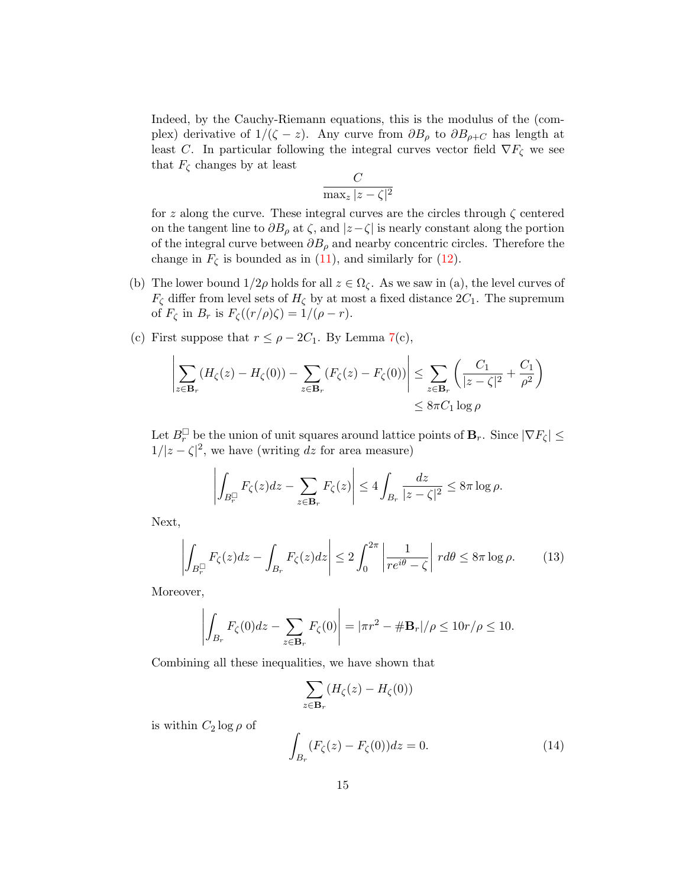Indeed, by the Cauchy-Riemann equations, this is the modulus of the (complex) derivative of $1/(\zeta - z)$. Any curve from $\partial B_\rho$ to $\partial B_{\rho+C}$ has length at least $C$. In particular following the integral curves vector field $\nabla F_\zeta$ we see that $F_\zeta$ changes by at least

$$\frac{C}{\max_z |z - \zeta|^2}$$

for $z$ along the curve. These integral curves are the circles through $\zeta$ centered on the tangent line to $\partial B_\rho$ at $\zeta$, and $|z-\zeta|$ is nearly constant along the portion of the integral curve between $\partial B_\rho$ and nearby concentric circles. Therefore the change in $F_\zeta$ is bounded as in (11), and similarly for (12).

(b) The lower bound $1/2\rho$ holds for all $z \in \Omega_\zeta$. As we saw in (a), the level curves of $F_\zeta$ differ from level sets of $H_\zeta$ by at most a fixed distance $2C_1$. The supremum of $F_\zeta$ in $B_r$ is $F_\zeta((r/\rho)\zeta) = 1/(\rho - r)$.

(c) First suppose that $r \le \rho - 2C_1$. By Lemma 7(c),

$$\left| \sum_{z \in \mathbf{B}_r} (H_\zeta(z) - H_\zeta(0)) - \sum_{z \in \mathbf{B}_r} (F_\zeta(z) - F_\zeta(0)) \right| \le \sum_{z \in \mathbf{B}_r} \left( \frac{C_1}{|z - \zeta|^2} + \frac{C_1}{\rho^2} \right)$$
$$\le 8\pi C_1 \log \rho$$

Let $B_r^\square$ be the union of unit squares around lattice points of $\mathbf{B}_r$. Since $|\nabla F_\zeta| \le 1/|z - \zeta|^2$, we have (writing $dz$ for area measure)

$$\left| \int_{B_r^\square} F_\zeta(z) dz - \sum_{z \in \mathbf{B}_r} F_\zeta(z) \right| \le 4 \int_{B_r} \frac{dz}{|z - \zeta|^2} \le 8\pi \log \rho.$$

Next,

$$\left| \int_{B_r^\square} F_\zeta(z) dz - \int_{B_r} F_\zeta(z) dz \right| \le 2 \int_0^{2\pi} \left| \frac{1}{re^{i\theta} - \zeta} \right| r d\theta \le 8\pi \log \rho. \qquad (13)$$

Moreover,

$$\left| \int_{B_r} F_\zeta(0) dz - \sum_{z \in \mathbf{B}_r} F_\zeta(0) \right| = |\pi r^2 - \#\mathbf{B}_r|/\rho \le 10r/\rho \le 10.$$

Combining all these inequalities, we have shown that

$$\sum_{z \in \mathbf{B}_r} (H_\zeta(z) - H_\zeta(0))$$

is within $C_2 \log \rho$ of

$$\int_{B_r} (F_\zeta(z) - F_\zeta(0)) dz = 0. \qquad (14)$$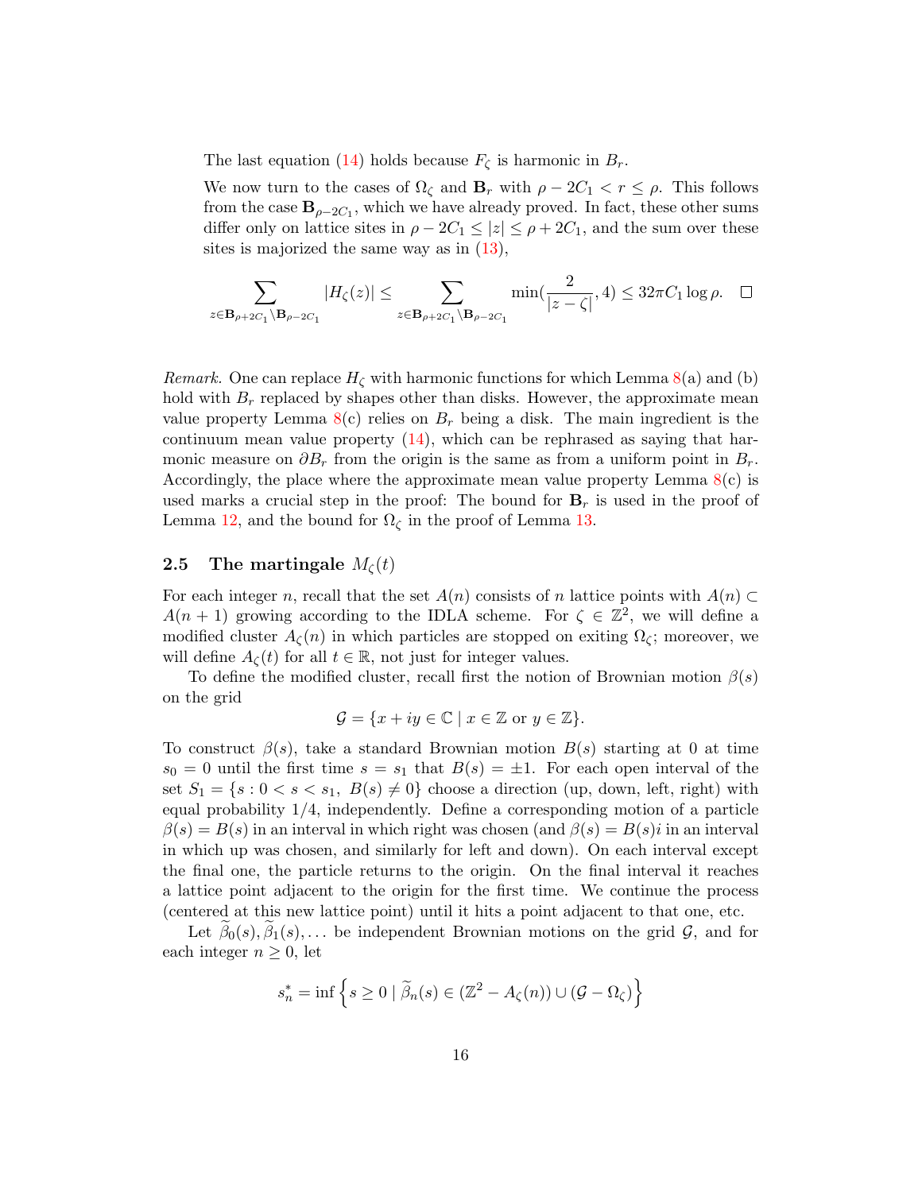The last equation (14) holds because $F_\zeta$ is harmonic in $B_r$.

We now turn to the cases of $\Omega_\zeta$ and $\mathbf{B}_r$ with $\rho - 2C_1 < r \leq \rho$. This follows from the case $\mathbf{B}_{\rho-2C_1}$, which we have already proved. In fact, these other sums differ only on lattice sites in $\rho - 2C_1 \leq |z| \leq \rho + 2C_1$, and the sum over these sites is majorized the same way as in (13),

$$\sum_{z \in \mathbf{B}_{\rho+2C_1} \setminus \mathbf{B}_{\rho-2C_1}} |H_\zeta(z)| \leq \sum_{z \in \mathbf{B}_{\rho+2C_1} \setminus \mathbf{B}_{\rho-2C_1}} \min(\frac{2}{|z-\zeta|}, 4) \leq 32\pi C_1 \log \rho. \quad \square$$

*Remark.* One can replace $H_\zeta$ with harmonic functions for which Lemma 8(a) and (b) hold with $B_r$ replaced by shapes other than disks. However, the approximate mean value property Lemma 8(c) relies on $B_r$ being a disk. The main ingredient is the continuum mean value property (14), which can be rephrased as saying that harmonic measure on $\partial B_r$ from the origin is the same as from a uniform point in $B_r$. Accordingly, the place where the approximate mean value property Lemma 8(c) is used marks a crucial step in the proof: The bound for $\mathbf{B}_r$ is used in the proof of Lemma 12, and the bound for $\Omega_\zeta$ in the proof of Lemma 13.

### 2.5 The martingale $M_\zeta(t)$

For each integer $n$, recall that the set $A(n)$ consists of $n$ lattice points with $A(n) \subset A(n+1)$ growing according to the IDLA scheme. For $\zeta \in \mathbb{Z}^2$, we will define a modified cluster $A_\zeta(n)$ in which particles are stopped on exiting $\Omega_\zeta$; moreover, we will define $A_\zeta(t)$ for all $t \in \mathbb{R}$, not just for integer values.

To define the modified cluster, recall first the notion of Brownian motion $\beta(s)$ on the grid

$$\mathcal{G} = \{x + iy \in \mathbb{C} \mid x \in \mathbb{Z} \text{ or } y \in \mathbb{Z}\}.$$

To construct $\beta(s)$, take a standard Brownian motion $B(s)$ starting at 0 at time $s_0 = 0$ until the first time $s = s_1$ that $B(s) = \pm 1$. For each open interval of the set $S_1 = \{s : 0 < s < s_1,\ B(s) \neq 0\}$ choose a direction (up, down, left, right) with equal probability 1/4, independently. Define a corresponding motion of a particle $\beta(s) = B(s)$ in an interval in which right was chosen (and $\beta(s) = B(s)i$ in an interval in which up was chosen, and similarly for left and down). On each interval except the final one, the particle returns to the origin. On the final interval it reaches a lattice point adjacent to the origin for the first time. We continue the process (centered at this new lattice point) until it hits a point adjacent to that one, etc.

Let $\widetilde{\beta}_0(s), \widetilde{\beta}_1(s), \ldots$ be independent Brownian motions on the grid $\mathcal{G}$, and for each integer $n \geq 0$, let

$$s_n^* = \inf \left\{ s \geq 0 \mid \widetilde{\beta}_n(s) \in (\mathbb{Z}^2 - A_\zeta(n)) \cup (\mathcal{G} - \Omega_\zeta) \right\}$$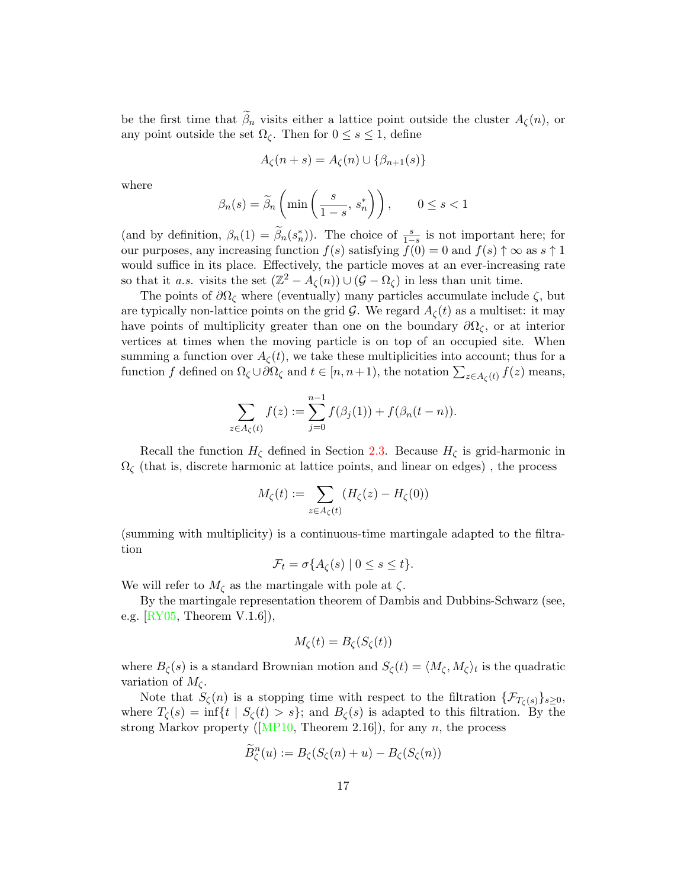be the first time that $\widetilde{\beta}_n$ visits either a lattice point outside the cluster $A_\zeta(n)$, or any point outside the set $\Omega_\zeta$. Then for $0 \le s \le 1$, define

$$A_\zeta(n+s) = A_\zeta(n) \cup \{\beta_{n+1}(s)\}$$

where

$$\beta_n(s) = \widetilde{\beta}_n\left(\min\left(\frac{s}{1-s},\, s_n^*\right)\right), \qquad 0 \le s < 1$$

(and by definition, $\beta_n(1) = \widetilde{\beta}_n(s_n^*)$). The choice of $\frac{s}{1-s}$ is not important here; for our purposes, any increasing function $f(s)$ satisfying $f(0) = 0$ and $f(s) \uparrow \infty$ as $s \uparrow 1$ would suffice in its place. Effectively, the particle moves at an ever-increasing rate so that it *a.s.* visits the set $(\mathbb{Z}^2 - A_\zeta(n)) \cup (\mathcal{G} - \Omega_\zeta)$ in less than unit time.

The points of $\partial\Omega_\zeta$ where (eventually) many particles accumulate include $\zeta$, but are typically non-lattice points on the grid $\mathcal{G}$. We regard $A_\zeta(t)$ as a multiset: it may have points of multiplicity greater than one on the boundary $\partial\Omega_\zeta$, or at interior vertices at times when the moving particle is on top of an occupied site. When summing a function over $A_\zeta(t)$, we take these multiplicities into account; thus for a function $f$ defined on $\Omega_\zeta \cup \partial\Omega_\zeta$ and $t \in [n, n+1)$, the notation $\sum_{z \in A_\zeta(t)} f(z)$ means,

$$\sum_{z \in A_\zeta(t)} f(z) := \sum_{j=0}^{n-1} f(\beta_j(1)) + f(\beta_n(t-n)).$$

Recall the function $H_\zeta$ defined in Section 2.3. Because $H_\zeta$ is grid-harmonic in $\Omega_\zeta$ (that is, discrete harmonic at lattice points, and linear on edges) , the process

$$M_\zeta(t) := \sum_{z \in A_\zeta(t)} (H_\zeta(z) - H_\zeta(0))$$

(summing with multiplicity) is a continuous-time martingale adapted to the filtration

$$\mathcal{F}_t = \sigma\{A_\zeta(s) \mid 0 \le s \le t\}.$$

We will refer to $M_\zeta$ as the martingale with pole at $\zeta$.

By the martingale representation theorem of Dambis and Dubbins-Schwarz (see, e.g. [RY05, Theorem V.1.6]),

$$M_\zeta(t) = B_\zeta(S_\zeta(t))$$

where $B_\zeta(s)$ is a standard Brownian motion and $S_\zeta(t) = \langle M_\zeta, M_\zeta \rangle_t$ is the quadratic variation of $M_\zeta$.

Note that $S_\zeta(n)$ is a stopping time with respect to the filtration $\{\mathcal{F}_{T_\zeta(s)}\}_{s \ge 0}$, where $T_\zeta(s) = \inf\{t \mid S_\zeta(t) > s\}$; and $B_\zeta(s)$ is adapted to this filtration. By the strong Markov property ([MP10, Theorem 2.16]), for any $n$, the process

$$\widetilde{B}_\zeta^n(u) := B_\zeta(S_\zeta(n) + u) - B_\zeta(S_\zeta(n))$$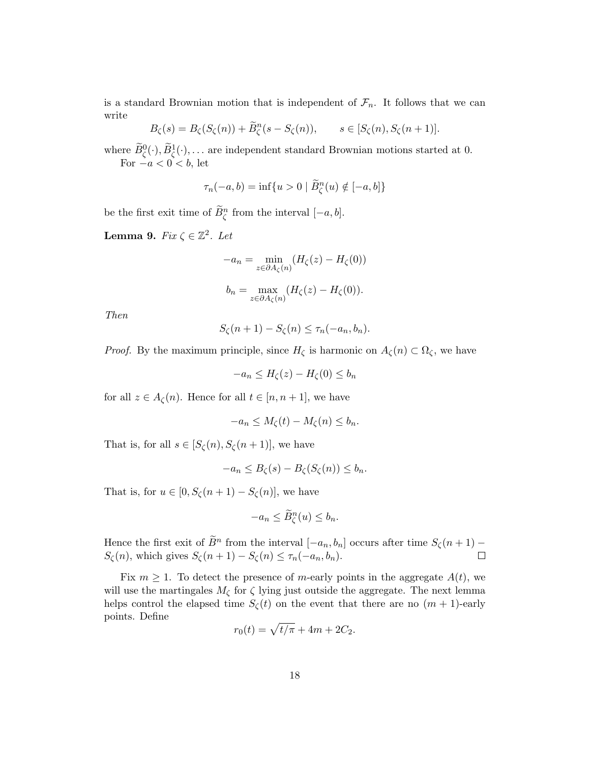is a standard Brownian motion that is independent of $\mathcal{F}_n$. It follows that we can write

$$B_\zeta(s) = B_\zeta(S_\zeta(n)) + \widetilde{B}^n_\zeta(s - S_\zeta(n)), \qquad s \in [S_\zeta(n), S_\zeta(n+1)].$$

where $\widetilde{B}^0_\zeta(\cdot), \widetilde{B}^1_\zeta(\cdot), \ldots$ are independent standard Brownian motions started at 0.

For $-a < 0 < b$, let

$$\tau_n(-a,b) = \inf\{u > 0 \mid \widetilde{B}^n_\zeta(u) \notin [-a,b]\}$$

be the first exit time of $\widetilde{B}^n_\zeta$ from the interval $[-a,b]$.

**Lemma 9.** *Fix $\zeta \in \mathbb{Z}^2$. Let*

$$-a_n = \min_{z \in \partial A_\zeta(n)} (H_\zeta(z) - H_\zeta(0))$$

$$b_n = \max_{z \in \partial A_\zeta(n)} (H_\zeta(z) - H_\zeta(0)).$$

*Then*

$$S_\zeta(n+1) - S_\zeta(n) \leq \tau_n(-a_n, b_n).$$

*Proof.* By the maximum principle, since $H_\zeta$ is harmonic on $A_\zeta(n) \subset \Omega_\zeta$, we have

$$-a_n \leq H_\zeta(z) - H_\zeta(0) \leq b_n$$

for all $z \in A_\zeta(n)$. Hence for all $t \in [n, n+1]$, we have

$$-a_n \leq M_\zeta(t) - M_\zeta(n) \leq b_n.$$

That is, for all $s \in [S_\zeta(n), S_\zeta(n+1)]$, we have

$$-a_n \leq B_\zeta(s) - B_\zeta(S_\zeta(n)) \leq b_n.$$

That is, for $u \in [0, S_\zeta(n+1) - S_\zeta(n)]$, we have

$$-a_n \leq \widetilde{B}^n_\zeta(u) \leq b_n.$$

Hence the first exit of $\widetilde{B}^n$ from the interval $[-a_n, b_n]$ occurs after time $S_\zeta(n+1) - S_\zeta(n)$, which gives $S_\zeta(n+1) - S_\zeta(n) \leq \tau_n(-a_n, b_n)$. ∎

Fix $m \geq 1$. To detect the presence of $m$-early points in the aggregate $A(t)$, we will use the martingales $M_\zeta$ for $\zeta$ lying just outside the aggregate. The next lemma helps control the elapsed time $S_\zeta(t)$ on the event that there are no $(m+1)$-early points. Define

$$r_0(t) = \sqrt{t/\pi} + 4m + 2C_2.$$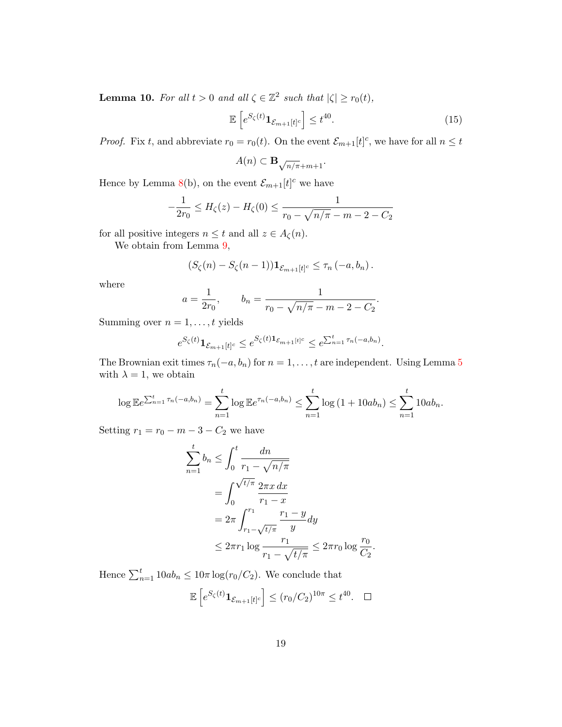**Lemma 10.** *For all $t > 0$ and all $\zeta \in \mathbb{Z}^2$ such that $|\zeta| \geq r_0(t)$,*

$$\mathbb{E}\left[e^{S_\zeta(t)}\mathbf{1}_{\mathcal{E}_{m+1}[t]^c}\right] \leq t^{40}. \tag{15}$$

*Proof.* Fix $t$, and abbreviate $r_0 = r_0(t)$. On the event $\mathcal{E}_{m+1}[t]^c$, we have for all $n \leq t$

$$A(n) \subset \mathbf{B}_{\sqrt{n/\pi}+m+1}.$$

Hence by Lemma 8(b), on the event $\mathcal{E}_{m+1}[t]^c$ we have

$$-\frac{1}{2r_0} \leq H_\zeta(z) - H_\zeta(0) \leq \frac{1}{r_0 - \sqrt{n/\pi} - m - 2 - C_2}$$

for all positive integers $n \leq t$ and all $z \in A_\zeta(n)$.

We obtain from Lemma 9,

$$(S_\zeta(n) - S_\zeta(n-1))\mathbf{1}_{\mathcal{E}_{m+1}[t]^c} \leq \tau_n\left(-a, b_n\right).$$

where

$$a = \frac{1}{2r_0}, \qquad b_n = \frac{1}{r_0 - \sqrt{n/\pi} - m - 2 - C_2}.$$

Summing over $n = 1, \ldots, t$ yields

$$e^{S_\zeta(t)}\mathbf{1}_{\mathcal{E}_{m+1}[t]^c} \leq e^{S_\zeta(t)\mathbf{1}_{\mathcal{E}_{m+1}[t]^c}} \leq e^{\sum_{n=1}^t \tau_n(-a,b_n)}.$$

The Brownian exit times $\tau_n(-a, b_n)$ for $n = 1, \ldots, t$ are independent. Using Lemma 5 with $\lambda = 1$, we obtain

$$\log \mathbb{E}e^{\sum_{n=1}^t \tau_n(-a,b_n)} = \sum_{n=1}^t \log \mathbb{E}e^{\tau_n(-a,b_n)} \leq \sum_{n=1}^t \log\left(1 + 10ab_n\right) \leq \sum_{n=1}^t 10ab_n.$$

Setting $r_1 = r_0 - m - 3 - C_2$ we have

$$\begin{aligned}
\sum_{n=1}^t b_n &\leq \int_0^t \frac{dn}{r_1 - \sqrt{n/\pi}} \\
&= \int_0^{\sqrt{t/\pi}} \frac{2\pi x \, dx}{r_1 - x} \\
&= 2\pi \int_{r_1 - \sqrt{t/\pi}}^{r_1} \frac{r_1 - y}{y} dy \\
&\leq 2\pi r_1 \log \frac{r_1}{r_1 - \sqrt{t/\pi}} \leq 2\pi r_0 \log \frac{r_0}{C_2}.
\end{aligned}$$

Hence $\sum_{n=1}^t 10ab_n \leq 10\pi \log(r_0/C_2)$. We conclude that

$$\mathbb{E}\left[e^{S_\zeta(t)}\mathbf{1}_{\mathcal{E}_{m+1}[t]^c}\right] \leq (r_0/C_2)^{10\pi} \leq t^{40}. \qquad \square$$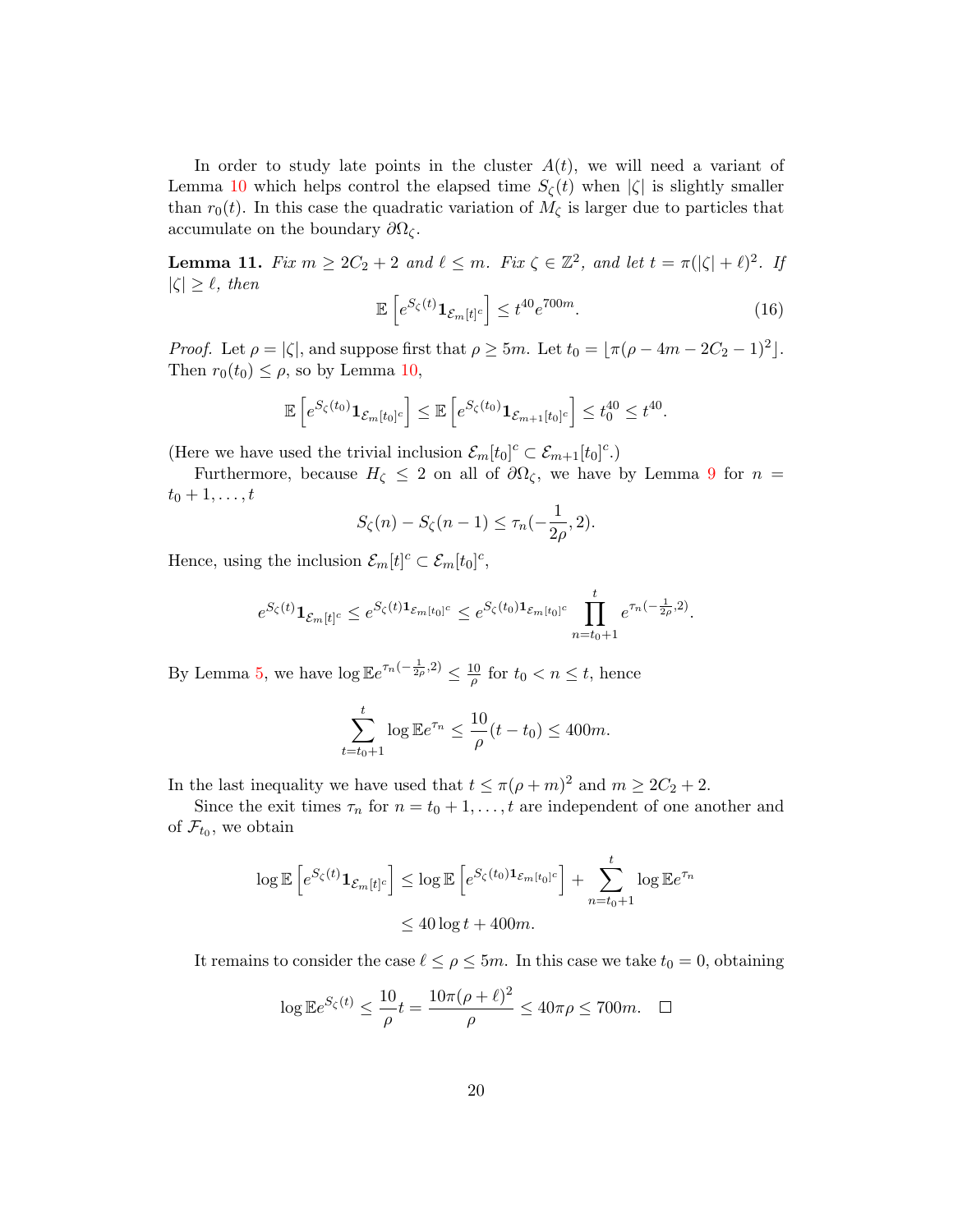In order to study late points in the cluster $A(t)$, we will need a variant of Lemma 10 which helps control the elapsed time $S_\zeta(t)$ when $|\zeta|$ is slightly smaller than $r_0(t)$. In this case the quadratic variation of $M_\zeta$ is larger due to particles that accumulate on the boundary $\partial\Omega_\zeta$.

**Lemma 11.** *Fix $m \geq 2C_2 + 2$ and $\ell \leq m$. Fix $\zeta \in \mathbb{Z}^2$, and let $t = \pi(|\zeta| + \ell)^2$. If $|\zeta| \geq \ell$, then*

$$\mathbb{E}\left[e^{S_\zeta(t)}\mathbf{1}_{\mathcal{E}_m[t]^c}\right] \leq t^{40}e^{700m}. \tag{16}$$

*Proof.* Let $\rho = |\zeta|$, and suppose first that $\rho \geq 5m$. Let $t_0 = \lfloor \pi(\rho - 4m - 2C_2 - 1)^2 \rfloor$. Then $r_0(t_0) \leq \rho$, so by Lemma 10,

$$\mathbb{E}\left[e^{S_\zeta(t_0)}\mathbf{1}_{\mathcal{E}_m[t_0]^c}\right] \leq \mathbb{E}\left[e^{S_\zeta(t_0)}\mathbf{1}_{\mathcal{E}_{m+1}[t_0]^c}\right] \leq t_0^{40} \leq t^{40}.$$

(Here we have used the trivial inclusion $\mathcal{E}_m[t_0]^c \subset \mathcal{E}_{m+1}[t_0]^c$.)

Furthermore, because $H_\zeta \leq 2$ on all of $\partial\Omega_\zeta$, we have by Lemma 9 for $n = t_0 + 1, \ldots, t$

$$S_\zeta(n) - S_\zeta(n-1) \leq \tau_n(-\frac{1}{2\rho}, 2).$$

Hence, using the inclusion $\mathcal{E}_m[t]^c \subset \mathcal{E}_m[t_0]^c$,

$$e^{S_\zeta(t)}\mathbf{1}_{\mathcal{E}_m[t]^c} \leq e^{S_\zeta(t)\mathbf{1}_{\mathcal{E}_m[t_0]^c}} \leq e^{S_\zeta(t_0)\mathbf{1}_{\mathcal{E}_m[t_0]^c}} \prod_{n=t_0+1}^{t} e^{\tau_n(-\frac{1}{2\rho},2)}.$$

By Lemma 5, we have $\log \mathbb{E}e^{\tau_n(-\frac{1}{2\rho},2)} \leq \frac{10}{\rho}$ for $t_0 < n \leq t$, hence

$$\sum_{t=t_0+1}^{t} \log \mathbb{E}e^{\tau_n} \leq \frac{10}{\rho}(t - t_0) \leq 400m.$$

In the last inequality we have used that $t \leq \pi(\rho + m)^2$ and $m \geq 2C_2 + 2$.

Since the exit times $\tau_n$ for $n = t_0 + 1, \ldots, t$ are independent of one another and of $\mathcal{F}_{t_0}$, we obtain

$$\begin{aligned}
\log \mathbb{E}\left[e^{S_\zeta(t)}\mathbf{1}_{\mathcal{E}_m[t]^c}\right] &\leq \log \mathbb{E}\left[e^{S_\zeta(t_0)\mathbf{1}_{\mathcal{E}_m[t_0]^c}}\right] + \sum_{n=t_0+1}^{t} \log \mathbb{E}e^{\tau_n} \\
&\leq 40 \log t + 400m.
\end{aligned}$$

It remains to consider the case $\ell \leq \rho \leq 5m$. In this case we take $t_0 = 0$, obtaining

$$\log \mathbb{E}e^{S_\zeta(t)} \leq \frac{10}{\rho}t = \frac{10\pi(\rho + \ell)^2}{\rho} \leq 40\pi\rho \leq 700m. \quad \square$$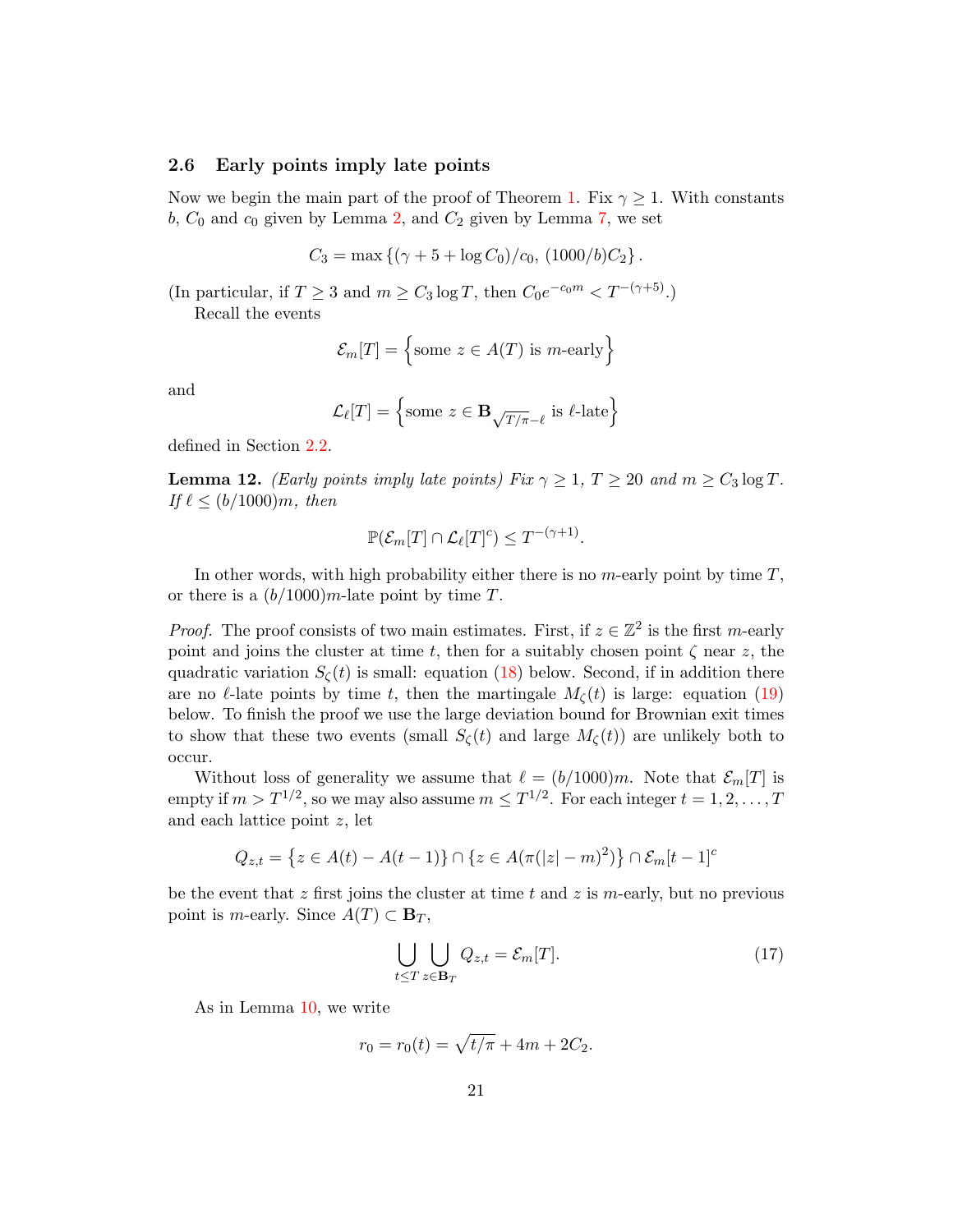### 2.6 Early points imply late points

Now we begin the main part of the proof of Theorem 1. Fix $\gamma \geq 1$. With constants $b$, $C_0$ and $c_0$ given by Lemma 2, and $C_2$ given by Lemma 7, we set

$$C_3 = \max\left\{(\gamma + 5 + \log C_0)/c_0,\ (1000/b)C_2\right\}.$$

(In particular, if $T \geq 3$ and $m \geq C_3 \log T$, then $C_0 e^{-c_0 m} < T^{-(\gamma+5)}$.)

Recall the events

$$\mathcal{E}_m[T] = \left\{\text{some } z \in A(T) \text{ is } m\text{-early}\right\}$$

and

$$\mathcal{L}_\ell[T] = \left\{\text{some } z \in \mathbf{B}_{\sqrt{T/\pi}-\ell} \text{ is } \ell\text{-late}\right\}$$

defined in Section 2.2.

**Lemma 12.** *(Early points imply late points) Fix $\gamma \geq 1$, $T \geq 20$ and $m \geq C_3 \log T$. If $\ell \leq (b/1000)m$, then*

$$\mathbb{P}(\mathcal{E}_m[T] \cap \mathcal{L}_\ell[T]^c) \leq T^{-(\gamma+1)}.$$

In other words, with high probability either there is no $m$-early point by time $T$, or there is a $(b/1000)m$-late point by time $T$.

*Proof.* The proof consists of two main estimates. First, if $z \in \mathbb{Z}^2$ is the first $m$-early point and joins the cluster at time $t$, then for a suitably chosen point $\zeta$ near $z$, the quadratic variation $S_\zeta(t)$ is small: equation (18) below. Second, if in addition there are no $\ell$-late points by time $t$, then the martingale $M_\zeta(t)$ is large: equation (19) below. To finish the proof we use the large deviation bound for Brownian exit times to show that these two events (small $S_\zeta(t)$ and large $M_\zeta(t)$) are unlikely both to occur.

Without loss of generality we assume that $\ell = (b/1000)m$. Note that $\mathcal{E}_m[T]$ is empty if $m > T^{1/2}$, so we may also assume $m \leq T^{1/2}$. For each integer $t = 1, 2, \ldots, T$ and each lattice point $z$, let

$$Q_{z,t} = \left\{z \in A(t) - A(t-1)\right\} \cap \left\{z \in A(\pi(|z| - m)^2)\right\} \cap \mathcal{E}_m[t-1]^c$$

be the event that $z$ first joins the cluster at time $t$ and $z$ is $m$-early, but no previous point is $m$-early. Since $A(T) \subset \mathbf{B}_T$,

$$\bigcup_{t \leq T} \bigcup_{z \in \mathbf{B}_T} Q_{z,t} = \mathcal{E}_m[T]. \tag{17}$$

As in Lemma 10, we write

$$r_0 = r_0(t) = \sqrt{t/\pi} + 4m + 2C_2.$$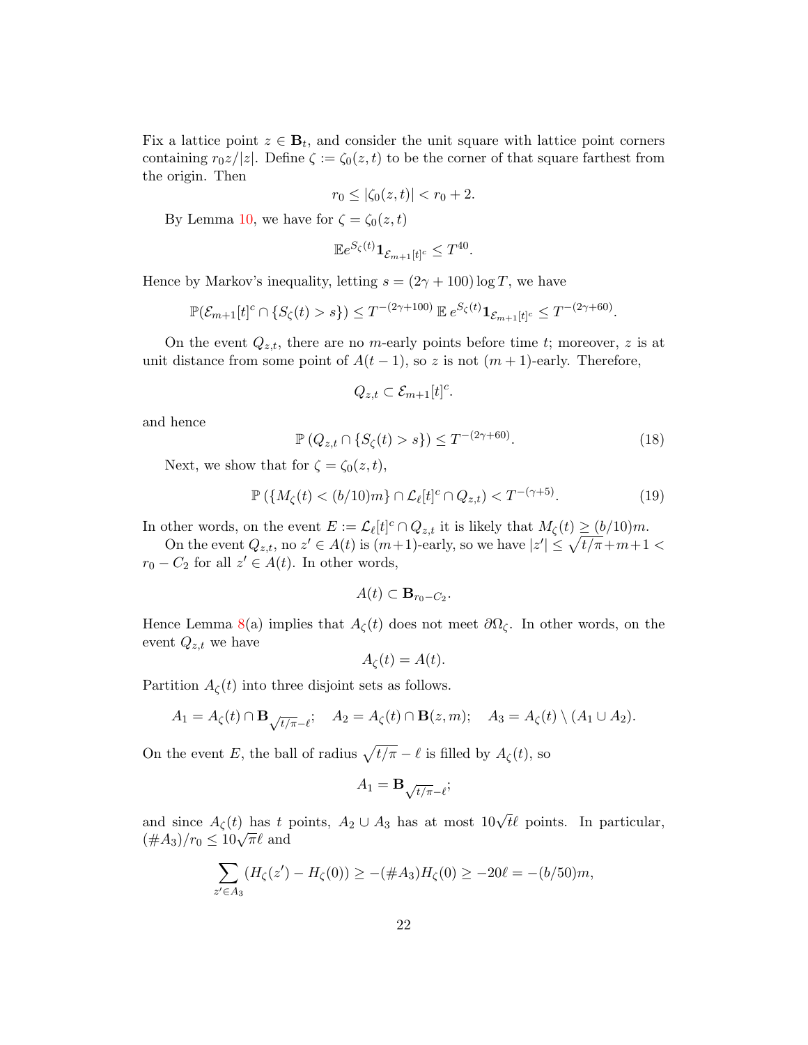Fix a lattice point $z \in \mathbf{B}_t$, and consider the unit square with lattice point corners containing $r_0 z/|z|$. Define $\zeta := \zeta_0(z,t)$ to be the corner of that square farthest from the origin. Then

$$r_0 \leq |\zeta_0(z,t)| < r_0 + 2.$$

By Lemma 10, we have for $\zeta = \zeta_0(z,t)$

$$\mathbb{E} e^{S_\zeta(t)} \mathbf{1}_{\mathcal{E}_{m+1}[t]^c} \leq T^{40}.$$

Hence by Markov's inequality, letting $s = (2\gamma + 100) \log T$, we have

$$\mathbb{P}(\mathcal{E}_{m+1}[t]^c \cap \{S_\zeta(t) > s\}) \leq T^{-(2\gamma+100)} \, \mathbb{E}\, e^{S_\zeta(t)} \mathbf{1}_{\mathcal{E}_{m+1}[t]^c} \leq T^{-(2\gamma+60)}.$$

On the event $Q_{z,t}$, there are no $m$-early points before time $t$; moreover, $z$ is at unit distance from some point of $A(t-1)$, so $z$ is not $(m+1)$-early. Therefore,

$$Q_{z,t} \subset \mathcal{E}_{m+1}[t]^c.$$

and hence

$$\mathbb{P}\left(Q_{z,t} \cap \{S_\zeta(t) > s\}\right) \leq T^{-(2\gamma+60)}. \tag{18}$$

Next, we show that for $\zeta = \zeta_0(z,t)$,

$$\mathbb{P}\left(\{M_\zeta(t) < (b/10)m\} \cap \mathcal{L}_\ell[t]^c \cap Q_{z,t}\right) < T^{-(\gamma+5)}. \tag{19}$$

In other words, on the event $E := \mathcal{L}_\ell[t]^c \cap Q_{z,t}$ it is likely that $M_\zeta(t) \geq (b/10)m$.

On the event $Q_{z,t}$, no $z' \in A(t)$ is $(m+1)$-early, so we have $|z'| \leq \sqrt{t/\pi} + m + 1 < r_0 - C_2$ for all $z' \in A(t)$. In other words,

$$A(t) \subset \mathbf{B}_{r_0 - C_2}.$$

Hence Lemma 8(a) implies that $A_\zeta(t)$ does not meet $\partial\Omega_\zeta$. In other words, on the event $Q_{z,t}$ we have

$$A_\zeta(t) = A(t).$$

Partition $A_\zeta(t)$ into three disjoint sets as follows.

$$A_1 = A_\zeta(t) \cap \mathbf{B}_{\sqrt{t/\pi} - \ell}; \quad A_2 = A_\zeta(t) \cap \mathbf{B}(z,m); \quad A_3 = A_\zeta(t) \setminus (A_1 \cup A_2).$$

On the event $E$, the ball of radius $\sqrt{t/\pi} - \ell$ is filled by $A_\zeta(t)$, so

$$A_1 = \mathbf{B}_{\sqrt{t/\pi} - \ell};$$

and since $A_\zeta(t)$ has $t$ points, $A_2 \cup A_3$ has at most $10\sqrt{t}\ell$ points. In particular, $(\# A_3)/r_0 \leq 10\sqrt{\pi}\ell$ and

$$\sum_{z' \in A_3} (H_\zeta(z') - H_\zeta(0)) \geq -(\# A_3) H_\zeta(0) \geq -20\ell = -(b/50)m,$$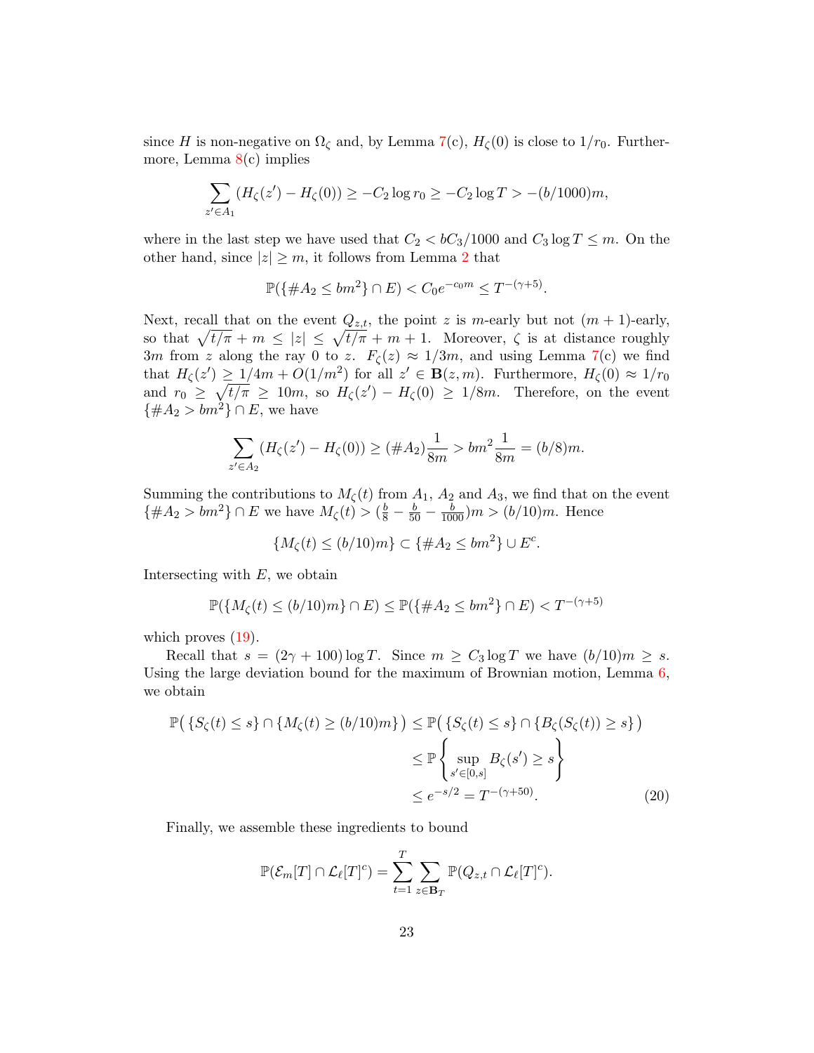since $H$ is non-negative on $\Omega_\zeta$ and, by Lemma 7(c), $H_\zeta(0)$ is close to $1/r_0$. Furthermore, Lemma 8(c) implies

$$\sum_{z' \in A_1} (H_\zeta(z') - H_\zeta(0)) \geq -C_2 \log r_0 \geq -C_2 \log T > -(b/1000)m,$$

where in the last step we have used that $C_2 < bC_3/1000$ and $C_3 \log T \leq m$. On the other hand, since $|z| \geq m$, it follows from Lemma 2 that

$$\mathbb{P}(\{\#A_2 \leq bm^2\} \cap E) < C_0 e^{-c_0 m} \leq T^{-(\gamma+5)}.$$

Next, recall that on the event $Q_{z,t}$, the point $z$ is $m$-early but not $(m+1)$-early, so that $\sqrt{t/\pi} + m \leq |z| \leq \sqrt{t/\pi} + m + 1$. Moreover, $\zeta$ is at distance roughly $3m$ from $z$ along the ray $0$ to $z$. $F_\zeta(z) \approx 1/3m$, and using Lemma 7(c) we find that $H_\zeta(z') \geq 1/4m + O(1/m^2)$ for all $z' \in \mathbf{B}(z,m)$. Furthermore, $H_\zeta(0) \approx 1/r_0$ and $r_0 \geq \sqrt{t/\pi} \geq 10m$, so $H_\zeta(z') - H_\zeta(0) \geq 1/8m$. Therefore, on the event $\{\#A_2 > bm^2\} \cap E$, we have

$$\sum_{z' \in A_2} (H_\zeta(z') - H_\zeta(0)) \geq (\#A_2)\frac{1}{8m} > bm^2 \frac{1}{8m} = (b/8)m.$$

Summing the contributions to $M_\zeta(t)$ from $A_1$, $A_2$ and $A_3$, we find that on the event $\{\#A_2 > bm^2\} \cap E$ we have $M_\zeta(t) > (\frac{b}{8} - \frac{b}{50} - \frac{b}{1000})m > (b/10)m$. Hence

$$\{M_\zeta(t) \leq (b/10)m\} \subset \{\#A_2 \leq bm^2\} \cup E^c.$$

Intersecting with $E$, we obtain

$$\mathbb{P}(\{M_\zeta(t) \leq (b/10)m\} \cap E) \leq \mathbb{P}(\{\#A_2 \leq bm^2\} \cap E) < T^{-(\gamma+5)}$$

which proves (19).

Recall that $s = (2\gamma + 100)\log T$. Since $m \geq C_3 \log T$ we have $(b/10)m \geq s$. Using the large deviation bound for the maximum of Brownian motion, Lemma 6, we obtain

$$\begin{aligned}
\mathbb{P}\big(\{S_\zeta(t) \leq s\} \cap \{M_\zeta(t) \geq (b/10)m\}\big) &\leq \mathbb{P}\big(\{S_\zeta(t) \leq s\} \cap \{B_\zeta(S_\zeta(t)) \geq s\}\big) \\
&\leq \mathbb{P}\left\{\sup_{s' \in [0,s]} B_\zeta(s') \geq s\right\} \\
&\leq e^{-s/2} = T^{-(\gamma+50)}.
\end{aligned} \tag{20}$$

Finally, we assemble these ingredients to bound

$$\mathbb{P}(\mathcal{E}_m[T] \cap \mathcal{L}_\ell[T]^c) = \sum_{t=1}^{T} \sum_{z \in \mathbf{B}_T} \mathbb{P}(Q_{z,t} \cap \mathcal{L}_\ell[T]^c).$$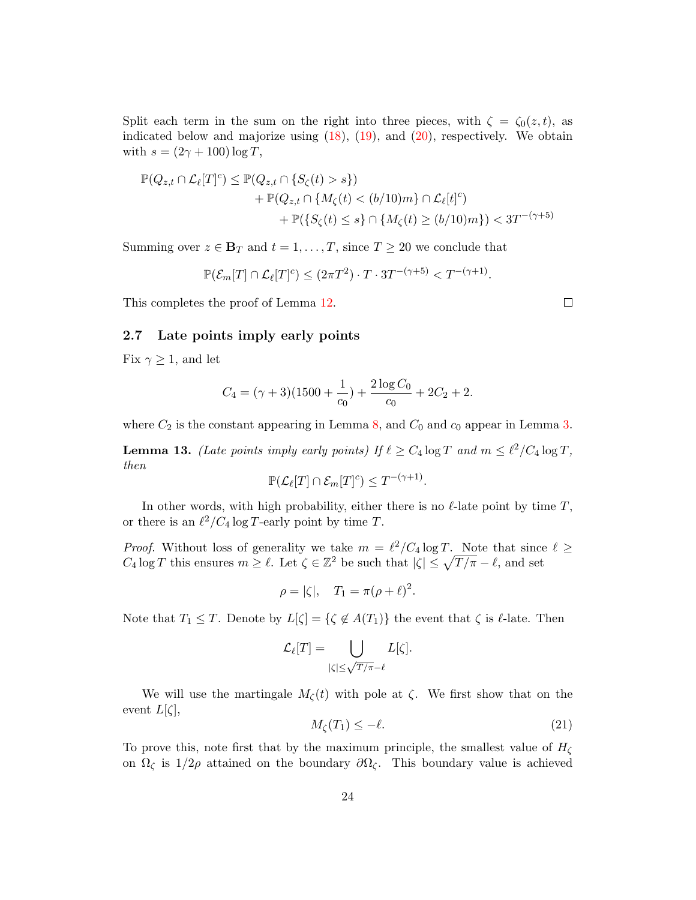Split each term in the sum on the right into three pieces, with $\zeta = \zeta_0(z,t)$, as indicated below and majorize using (18), (19), and (20), respectively. We obtain with $s = (2\gamma + 100)\log T$,

$$\begin{aligned}
\mathbb{P}(Q_{z,t} \cap \mathcal{L}_\ell[T]^c) \leq \mathbb{P}(Q_{z,t} \cap \{S_\zeta(t) > s\}) \\
+ \mathbb{P}(Q_{z,t} \cap \{M_\zeta(t) < (b/10)m\} \cap \mathcal{L}_\ell[t]^c) \\
+ \mathbb{P}(\{S_\zeta(t) \leq s\} \cap \{M_\zeta(t) \geq (b/10)m\}) < 3T^{-(\gamma+5)}
\end{aligned}$$

Summing over $z \in \mathbf{B}_T$ and $t = 1, \ldots, T$, since $T \geq 20$ we conclude that

$$\mathbb{P}(\mathcal{E}_m[T] \cap \mathcal{L}_\ell[T]^c) \leq (2\pi T^2) \cdot T \cdot 3T^{-(\gamma+5)} < T^{-(\gamma+1)}.$$

This completes the proof of Lemma 12. ∎

### 2.7 Late points imply early points

Fix $\gamma \geq 1$, and let

$$C_4 = (\gamma + 3)(1500 + \frac{1}{c_0}) + \frac{2\log C_0}{c_0} + 2C_2 + 2.$$

where $C_2$ is the constant appearing in Lemma 8, and $C_0$ and $c_0$ appear in Lemma 3.

**Lemma 13.** *(Late points imply early points) If $\ell \geq C_4 \log T$ and $m \leq \ell^2/C_4 \log T$, then*

$$\mathbb{P}(\mathcal{L}_\ell[T] \cap \mathcal{E}_m[T]^c) \leq T^{-(\gamma+1)}.$$

In other words, with high probability, either there is no $\ell$-late point by time $T$, or there is an $\ell^2/C_4 \log T$-early point by time $T$.

*Proof.* Without loss of generality we take $m = \ell^2/C_4 \log T$. Note that since $\ell \geq C_4 \log T$ this ensures $m \geq \ell$. Let $\zeta \in \mathbb{Z}^2$ be such that $|\zeta| \leq \sqrt{T/\pi} - \ell$, and set

$$\rho = |\zeta|, \quad T_1 = \pi(\rho + \ell)^2.$$

Note that $T_1 \leq T$. Denote by $L[\zeta] = \{\zeta \notin A(T_1)\}$ the event that $\zeta$ is $\ell$-late. Then

$$\mathcal{L}_\ell[T] = \bigcup_{|\zeta| \leq \sqrt{T/\pi} - \ell} L[\zeta].$$

We will use the martingale $M_\zeta(t)$ with pole at $\zeta$. We first show that on the event $L[\zeta]$,

$$M_\zeta(T_1) \leq -\ell. \tag{21}$$

To prove this, note first that by the maximum principle, the smallest value of $H_\zeta$ on $\Omega_\zeta$ is $1/2\rho$ attained on the boundary $\partial\Omega_\zeta$. This boundary value is achieved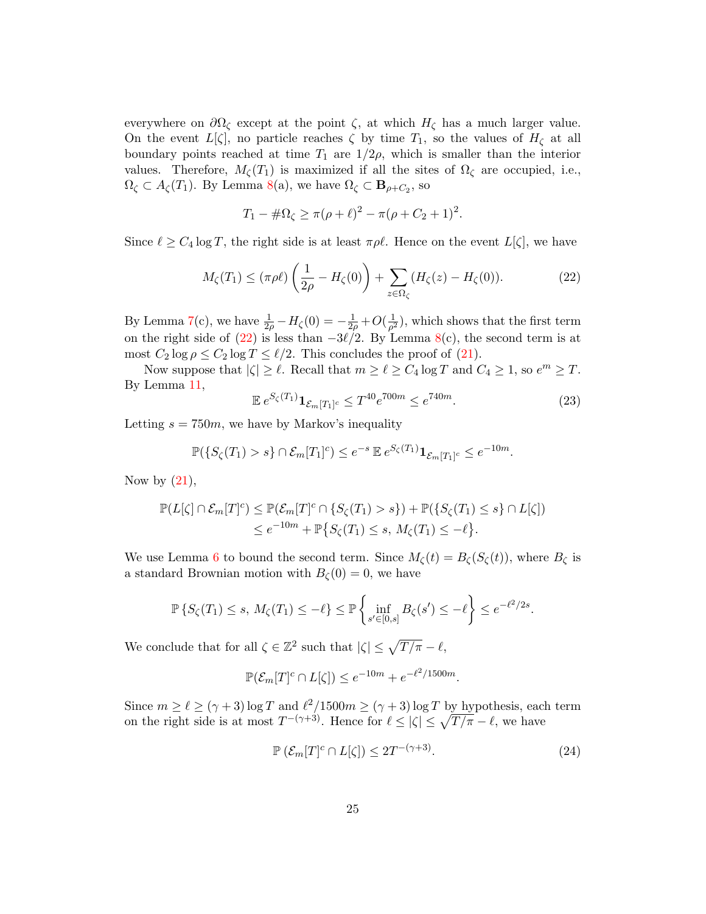everywhere on $\partial\Omega_\zeta$ except at the point $\zeta$, at which $H_\zeta$ has a much larger value. On the event $L[\zeta]$, no particle reaches $\zeta$ by time $T_1$, so the values of $H_\zeta$ at all boundary points reached at time $T_1$ are $1/2\rho$, which is smaller than the interior values. Therefore, $M_\zeta(T_1)$ is maximized if all the sites of $\Omega_\zeta$ are occupied, i.e., $\Omega_\zeta \subset A_\zeta(T_1)$. By Lemma 8(a), we have $\Omega_\zeta \subset \mathbf{B}_{\rho+C_2}$, so

$$T_1 - \#\Omega_\zeta \geq \pi(\rho+\ell)^2 - \pi(\rho+C_2+1)^2.$$

Since $\ell \geq C_4 \log T$, the right side is at least $\pi\rho\ell$. Hence on the event $L[\zeta]$, we have

$$M_\zeta(T_1) \leq (\pi\rho\ell)\left(\frac{1}{2\rho} - H_\zeta(0)\right) + \sum_{z\in\Omega_\zeta}(H_\zeta(z) - H_\zeta(0)). \tag{22}$$

By Lemma 7(c), we have $\frac{1}{2\rho} - H_\zeta(0) = -\frac{1}{2\rho} + O(\frac{1}{\rho^2})$, which shows that the first term on the right side of (22) is less than $-3\ell/2$. By Lemma 8(c), the second term is at most $C_2 \log \rho \leq C_2 \log T \leq \ell/2$. This concludes the proof of (21).

Now suppose that $|\zeta| \geq \ell$. Recall that $m \geq \ell \geq C_4 \log T$ and $C_4 \geq 1$, so $e^m \geq T$. By Lemma 11,

$$\mathbb{E}\, e^{S_\zeta(T_1)} \mathbf{1}_{\mathcal{E}_m[T_1]^c} \leq T^{40} e^{700m} \leq e^{740m}. \tag{23}$$

Letting $s = 750m$, we have by Markov's inequality

$$\mathbb{P}(\{S_\zeta(T_1) > s\} \cap \mathcal{E}_m[T_1]^c) \leq e^{-s}\, \mathbb{E}\, e^{S_\zeta(T_1)} \mathbf{1}_{\mathcal{E}_m[T_1]^c} \leq e^{-10m}.$$

Now by (21),

$$\begin{aligned}
\mathbb{P}(L[\zeta] \cap \mathcal{E}_m[T]^c) &\leq \mathbb{P}(\mathcal{E}_m[T]^c \cap \{S_\zeta(T_1) > s\}) + \mathbb{P}(\{S_\zeta(T_1) \leq s\} \cap L[\zeta]) \\
&\leq e^{-10m} + \mathbb{P}\big\{S_\zeta(T_1) \leq s,\ M_\zeta(T_1) \leq -\ell\big\}.
\end{aligned}$$

We use Lemma 6 to bound the second term. Since $M_\zeta(t) = B_\zeta(S_\zeta(t))$, where $B_\zeta$ is a standard Brownian motion with $B_\zeta(0) = 0$, we have

$$\mathbb{P}\left\{S_\zeta(T_1) \leq s,\ M_\zeta(T_1) \leq -\ell\right\} \leq \mathbb{P}\left\{\inf_{s'\in[0,s]} B_\zeta(s') \leq -\ell\right\} \leq e^{-\ell^2/2s}.$$

We conclude that for all $\zeta \in \mathbb{Z}^2$ such that $|\zeta| \leq \sqrt{T/\pi} - \ell$,

$$\mathbb{P}(\mathcal{E}_m[T]^c \cap L[\zeta]) \leq e^{-10m} + e^{-\ell^2/1500m}.$$

Since $m \geq \ell \geq (\gamma+3)\log T$ and $\ell^2/1500m \geq (\gamma+3)\log T$ by hypothesis, each term on the right side is at most $T^{-(\gamma+3)}$. Hence for $\ell \leq |\zeta| \leq \sqrt{T/\pi} - \ell$, we have

$$\mathbb{P}\left(\mathcal{E}_m[T]^c \cap L[\zeta]\right) \leq 2T^{-(\gamma+3)}. \tag{24}$$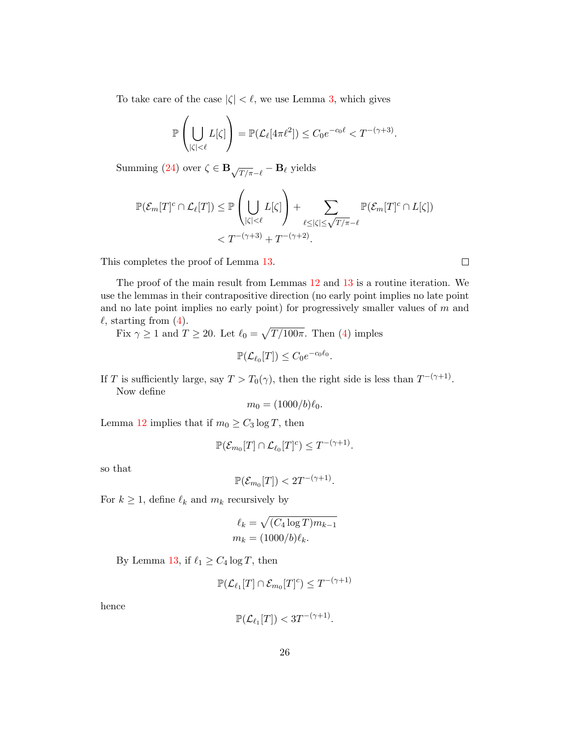To take care of the case $|\zeta| < \ell$, we use Lemma 3, which gives

$$\mathbb{P}\left(\bigcup_{|\zeta|<\ell} L[\zeta]\right) = \mathbb{P}(\mathcal{L}_\ell[4\pi\ell^2]) \le C_0 e^{-c_0\ell} < T^{-(\gamma+3)}.$$

Summing (24) over $\zeta \in \mathbf{B}_{\sqrt{T/\pi}-\ell} - \mathbf{B}_\ell$ yields

$$\begin{aligned}
\mathbb{P}(\mathcal{E}_m[T]^c \cap \mathcal{L}_\ell[T]) &\le \mathbb{P}\left(\bigcup_{|\zeta|<\ell} L[\zeta]\right) + \sum_{\ell \le |\zeta| \le \sqrt{T/\pi}-\ell} \mathbb{P}(\mathcal{E}_m[T]^c \cap L[\zeta]) \\
&< T^{-(\gamma+3)} + T^{-(\gamma+2)}.
\end{aligned}$$

This completes the proof of Lemma 13. $\square$

The proof of the main result from Lemmas 12 and 13 is a routine iteration. We use the lemmas in their contrapositive direction (no early point implies no late point and no late point implies no early point) for progressively smaller values of $m$ and $\ell$, starting from (4).

Fix $\gamma \ge 1$ and $T \ge 20$. Let $\ell_0 = \sqrt{T/100\pi}$. Then (4) imples

$$\mathbb{P}(\mathcal{L}_{\ell_0}[T]) \le C_0 e^{-c_0\ell_0}.$$

If $T$ is sufficiently large, say $T > T_0(\gamma)$, then the right side is less than $T^{-(\gamma+1)}$.

Now define

$$m_0 = (1000/b)\ell_0.$$

Lemma 12 implies that if $m_0 \ge C_3 \log T$, then

$$\mathbb{P}(\mathcal{E}_{m_0}[T] \cap \mathcal{L}_{\ell_0}[T]^c) \le T^{-(\gamma+1)}.$$

so that

$$\mathbb{P}(\mathcal{E}_{m_0}[T]) < 2T^{-(\gamma+1)}.$$

For $k \ge 1$, define $\ell_k$ and $m_k$ recursively by

$$\begin{aligned}
\ell_k &= \sqrt{(C_4 \log T) m_{k-1}} \\
m_k &= (1000/b)\ell_k.
\end{aligned}$$

By Lemma 13, if $\ell_1 \ge C_4 \log T$, then

$$\mathbb{P}(\mathcal{L}_{\ell_1}[T] \cap \mathcal{E}_{m_0}[T]^c) \le T^{-(\gamma+1)}$$

hence

$$\mathbb{P}(\mathcal{L}_{\ell_1}[T]) < 3T^{-(\gamma+1)}.$$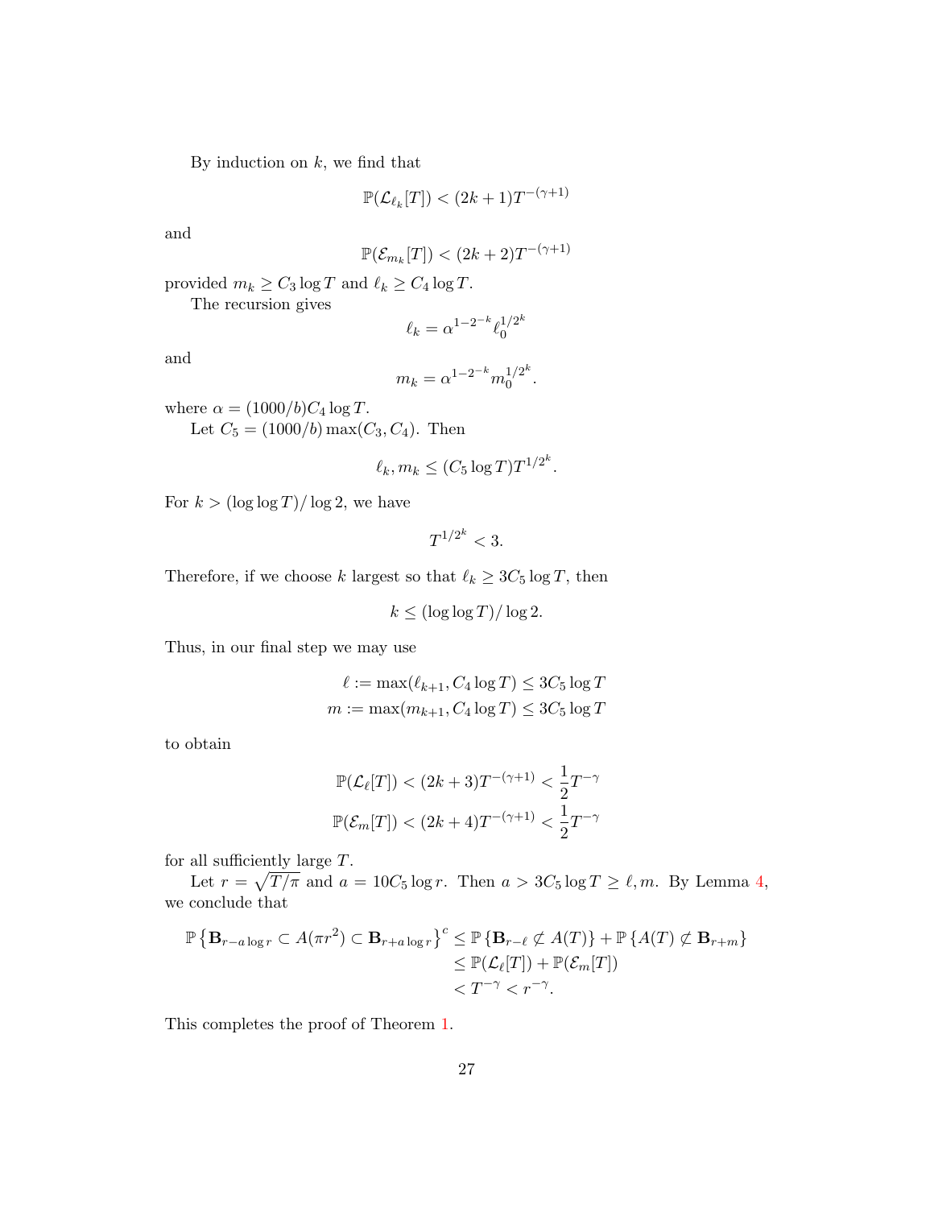By induction on $k$, we find that

$$\mathbb{P}(\mathcal{L}_{\ell_k}[T]) < (2k+1)T^{-(\gamma+1)}$$

and

$$\mathbb{P}(\mathcal{E}_{m_k}[T]) < (2k+2)T^{-(\gamma+1)}$$

provided $m_k \geq C_3 \log T$ and $\ell_k \geq C_4 \log T$.

The recursion gives

$$\ell_k = \alpha^{1-2^{-k}} \ell_0^{1/2^k}$$

and

$$m_k = \alpha^{1-2^{-k}} m_0^{1/2^k}.$$

where $\alpha = (1000/b) C_4 \log T$.

Let $C_5 = (1000/b) \max(C_3, C_4)$. Then

$$\ell_k, m_k \leq (C_5 \log T) T^{1/2^k}.$$

For $k > (\log \log T)/\log 2$, we have

$$T^{1/2^k} < 3.$$

Therefore, if we choose $k$ largest so that $\ell_k \geq 3C_5 \log T$, then

$$k \leq (\log \log T)/\log 2.$$

Thus, in our final step we may use

$$\begin{aligned} \ell &:= \max(\ell_{k+1}, C_4 \log T) \leq 3C_5 \log T \\ m &:= \max(m_{k+1}, C_4 \log T) \leq 3C_5 \log T \end{aligned}$$

to obtain

$$\begin{aligned} \mathbb{P}(\mathcal{L}_\ell[T]) &< (2k+3)T^{-(\gamma+1)} < \frac{1}{2}T^{-\gamma} \\ \mathbb{P}(\mathcal{E}_m[T]) &< (2k+4)T^{-(\gamma+1)} < \frac{1}{2}T^{-\gamma} \end{aligned}$$

for all sufficiently large $T$.

Let $r = \sqrt{T/\pi}$ and $a = 10C_5 \log r$. Then $a > 3C_5 \log T \geq \ell, m$. By Lemma 4, we conclude that

$$\begin{aligned} \mathbb{P}\left\{\mathbf{B}_{r-a\log r} \subset A(\pi r^2) \subset \mathbf{B}_{r+a\log r}\right\}^c &\leq \mathbb{P}\left\{\mathbf{B}_{r-\ell} \not\subset A(T)\right\} + \mathbb{P}\left\{A(T) \not\subset \mathbf{B}_{r+m}\right\} \\ &\leq \mathbb{P}(\mathcal{L}_\ell[T]) + \mathbb{P}(\mathcal{E}_m[T]) \\ &< T^{-\gamma} < r^{-\gamma}. \end{aligned}$$

This completes the proof of Theorem 1.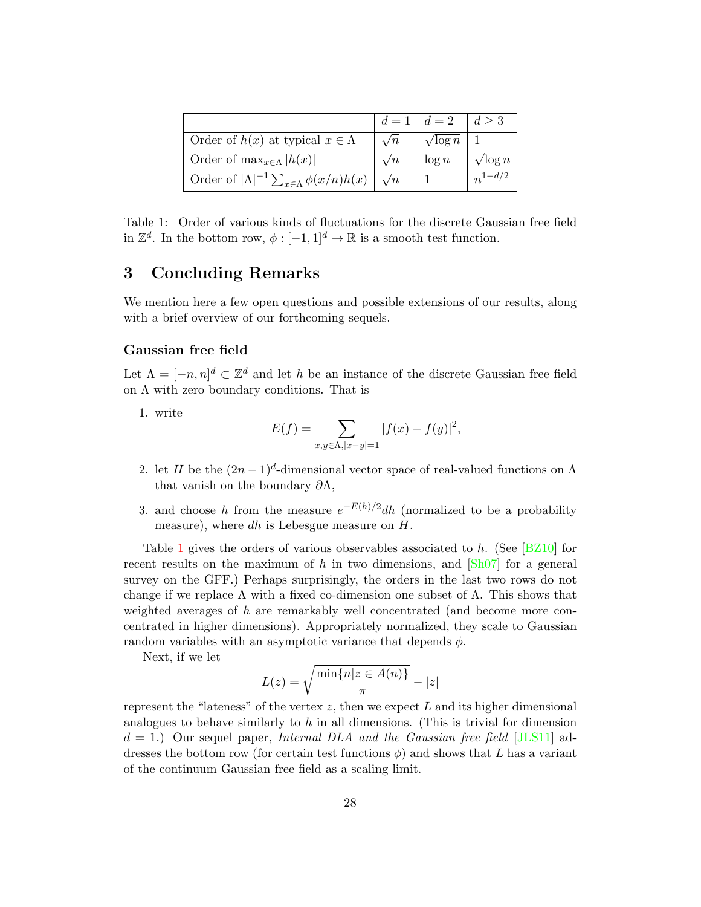| | $d=1$ | $d=2$ | $d \geq 3$ |
|---|---|---|---|
| Order of $h(x)$ at typical $x \in \Lambda$ | $\sqrt{n}$ | $\sqrt{\log n}$ | 1 |
| Order of $\max_{x \in \Lambda} \lvert h(x) \rvert$ | $\sqrt{n}$ | $\log n$ | $\sqrt{\log n}$ |
| Order of $\lvert \Lambda \rvert^{-1} \sum_{x \in \Lambda} \phi(x/n) h(x)$ | $\sqrt{n}$ | 1 | $n^{1-d/2}$ |

Table 1: Order of various kinds of fluctuations for the discrete Gaussian free field in $\mathbb{Z}^d$. In the bottom row, $\phi : [-1,1]^d \to \mathbb{R}$ is a smooth test function.

# 3 Concluding Remarks

We mention here a few open questions and possible extensions of our results, along with a brief overview of our forthcoming sequels.

### Gaussian free field

Let $\Lambda = [-n,n]^d \subset \mathbb{Z}^d$ and let $h$ be an instance of the discrete Gaussian free field on $\Lambda$ with zero boundary conditions. That is

1. write
$$E(f) = \sum_{x,y \in \Lambda, |x-y|=1} |f(x) - f(y)|^2,$$
2. let $H$ be the $(2n-1)^d$-dimensional vector space of real-valued functions on $\Lambda$ that vanish on the boundary $\partial \Lambda$,
3. and choose $h$ from the measure $e^{-E(h)/2} dh$ (normalized to be a probability measure), where $dh$ is Lebesgue measure on $H$.

Table 1 gives the orders of various observables associated to $h$. (See [BZ10] for recent results on the maximum of $h$ in two dimensions, and [Sh07] for a general survey on the GFF.) Perhaps surprisingly, the orders in the last two rows do not change if we replace $\Lambda$ with a fixed co-dimension one subset of $\Lambda$. This shows that weighted averages of $h$ are remarkably well concentrated (and become more concentrated in higher dimensions). Appropriately normalized, they scale to Gaussian random variables with an asymptotic variance that depends $\phi$.

Next, if we let

$$L(z) = \sqrt{\frac{\min\{n | z \in A(n)\}}{\pi}} - |z|$$

represent the "lateness" of the vertex $z$, then we expect $L$ and its higher dimensional analogues to behave similarly to $h$ in all dimensions. (This is trivial for dimension $d = 1$.) Our sequel paper, *Internal DLA and the Gaussian free field* [JLS11] addresses the bottom row (for certain test functions $\phi$) and shows that $L$ has a variant of the continuum Gaussian free field as a scaling limit.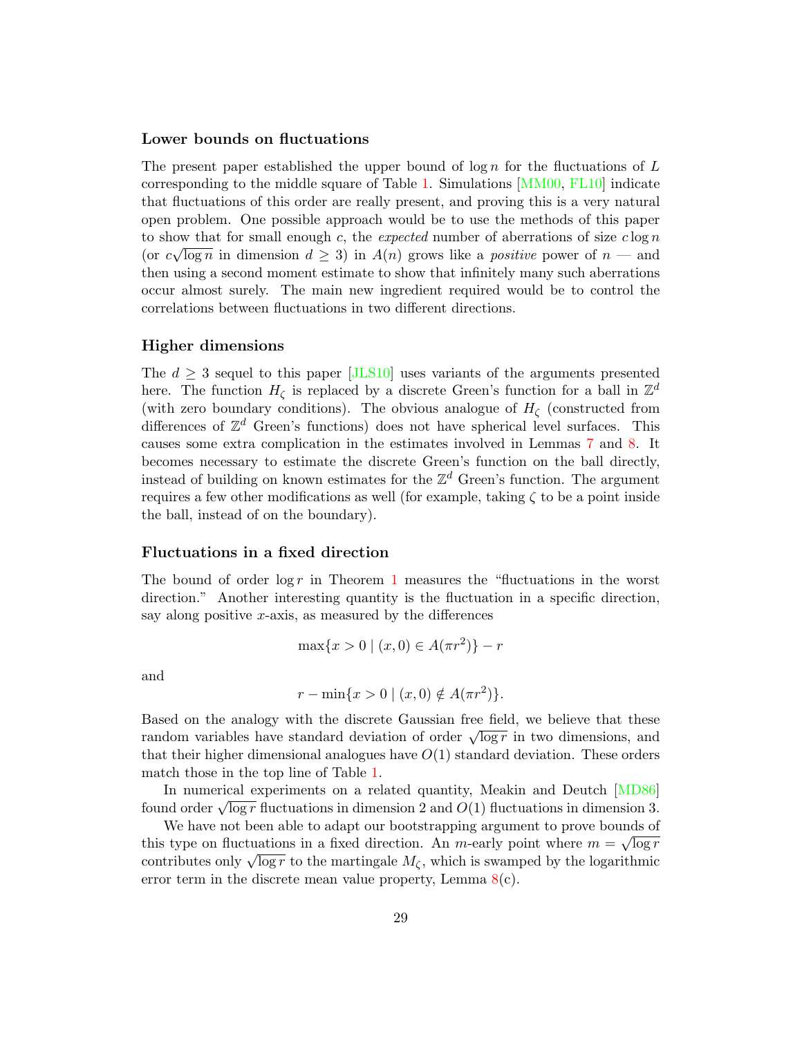### Lower bounds on fluctuations

The present paper established the upper bound of $\log n$ for the fluctuations of $L$ corresponding to the middle square of Table 1. Simulations [MM00, FL10] indicate that fluctuations of this order are really present, and proving this is a very natural open problem. One possible approach would be to use the methods of this paper to show that for small enough $c$, the *expected* number of aberrations of size $c \log n$ (or $c\sqrt{\log n}$ in dimension $d \geq 3$) in $A(n)$ grows like a *positive* power of $n$ — and then using a second moment estimate to show that infinitely many such aberrations occur almost surely. The main new ingredient required would be to control the correlations between fluctuations in two different directions.

### Higher dimensions

The $d \geq 3$ sequel to this paper [JLS10] uses variants of the arguments presented here. The function $H_\zeta$ is replaced by a discrete Green's function for a ball in $\mathbb{Z}^d$ (with zero boundary conditions). The obvious analogue of $H_\zeta$ (constructed from differences of $\mathbb{Z}^d$ Green's functions) does not have spherical level surfaces. This causes some extra complication in the estimates involved in Lemmas 7 and 8. It becomes necessary to estimate the discrete Green's function on the ball directly, instead of building on known estimates for the $\mathbb{Z}^d$ Green's function. The argument requires a few other modifications as well (for example, taking $\zeta$ to be a point inside the ball, instead of on the boundary).

### Fluctuations in a fixed direction

The bound of order $\log r$ in Theorem 1 measures the "fluctuations in the worst direction." Another interesting quantity is the fluctuation in a specific direction, say along positive $x$-axis, as measured by the differences

$$\max\{x > 0 \mid (x,0) \in A(\pi r^2)\} - r$$

and

$$r - \min\{x > 0 \mid (x,0) \notin A(\pi r^2)\}.$$

Based on the analogy with the discrete Gaussian free field, we believe that these random variables have standard deviation of order $\sqrt{\log r}$ in two dimensions, and that their higher dimensional analogues have $O(1)$ standard deviation. These orders match those in the top line of Table 1.

In numerical experiments on a related quantity, Meakin and Deutch [MD86] found order $\sqrt{\log r}$ fluctuations in dimension 2 and $O(1)$ fluctuations in dimension 3.

We have not been able to adapt our bootstrapping argument to prove bounds of this type on fluctuations in a fixed direction. An $m$-early point where $m = \sqrt{\log r}$ contributes only $\sqrt{\log r}$ to the martingale $M_\zeta$, which is swamped by the logarithmic error term in the discrete mean value property, Lemma 8(c).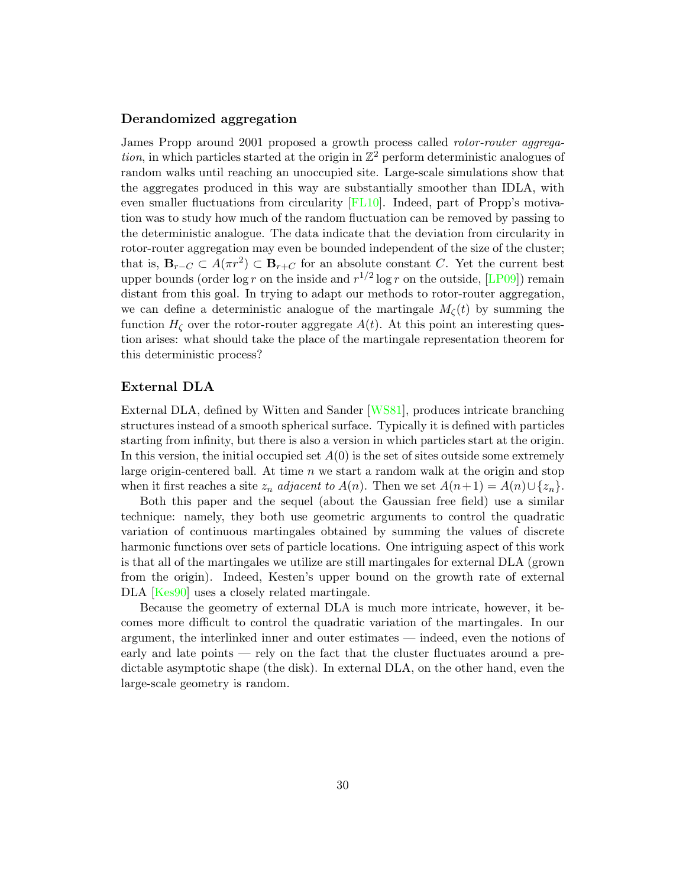### Derandomized aggregation

James Propp around 2001 proposed a growth process called *rotor-router aggregation*, in which particles started at the origin in $\mathbb{Z}^2$ perform deterministic analogues of random walks until reaching an unoccupied site. Large-scale simulations show that the aggregates produced in this way are substantially smoother than IDLA, with even smaller fluctuations from circularity [FL10]. Indeed, part of Propp's motivation was to study how much of the random fluctuation can be removed by passing to the deterministic analogue. The data indicate that the deviation from circularity in rotor-router aggregation may even be bounded independent of the size of the cluster; that is, $\mathbf{B}_{r-C} \subset A(\pi r^2) \subset \mathbf{B}_{r+C}$ for an absolute constant $C$. Yet the current best upper bounds (order $\log r$ on the inside and $r^{1/2} \log r$ on the outside, [LP09]) remain distant from this goal. In trying to adapt our methods to rotor-router aggregation, we can define a deterministic analogue of the martingale $M_\zeta(t)$ by summing the function $H_\zeta$ over the rotor-router aggregate $A(t)$. At this point an interesting question arises: what should take the place of the martingale representation theorem for this deterministic process?

### External DLA

External DLA, defined by Witten and Sander [WS81], produces intricate branching structures instead of a smooth spherical surface. Typically it is defined with particles starting from infinity, but there is also a version in which particles start at the origin. In this version, the initial occupied set $A(0)$ is the set of sites outside some extremely large origin-centered ball. At time $n$ we start a random walk at the origin and stop when it first reaches a site $z_n$ *adjacent to* $A(n)$. Then we set $A(n+1) = A(n) \cup \{z_n\}$.

Both this paper and the sequel (about the Gaussian free field) use a similar technique: namely, they both use geometric arguments to control the quadratic variation of continuous martingales obtained by summing the values of discrete harmonic functions over sets of particle locations. One intriguing aspect of this work is that all of the martingales we utilize are still martingales for external DLA (grown from the origin). Indeed, Kesten's upper bound on the growth rate of external DLA [Kes90] uses a closely related martingale.

Because the geometry of external DLA is much more intricate, however, it becomes more difficult to control the quadratic variation of the martingales. In our argument, the interlinked inner and outer estimates — indeed, even the notions of early and late points — rely on the fact that the cluster fluctuates around a predictable asymptotic shape (the disk). In external DLA, on the other hand, even the large-scale geometry is random.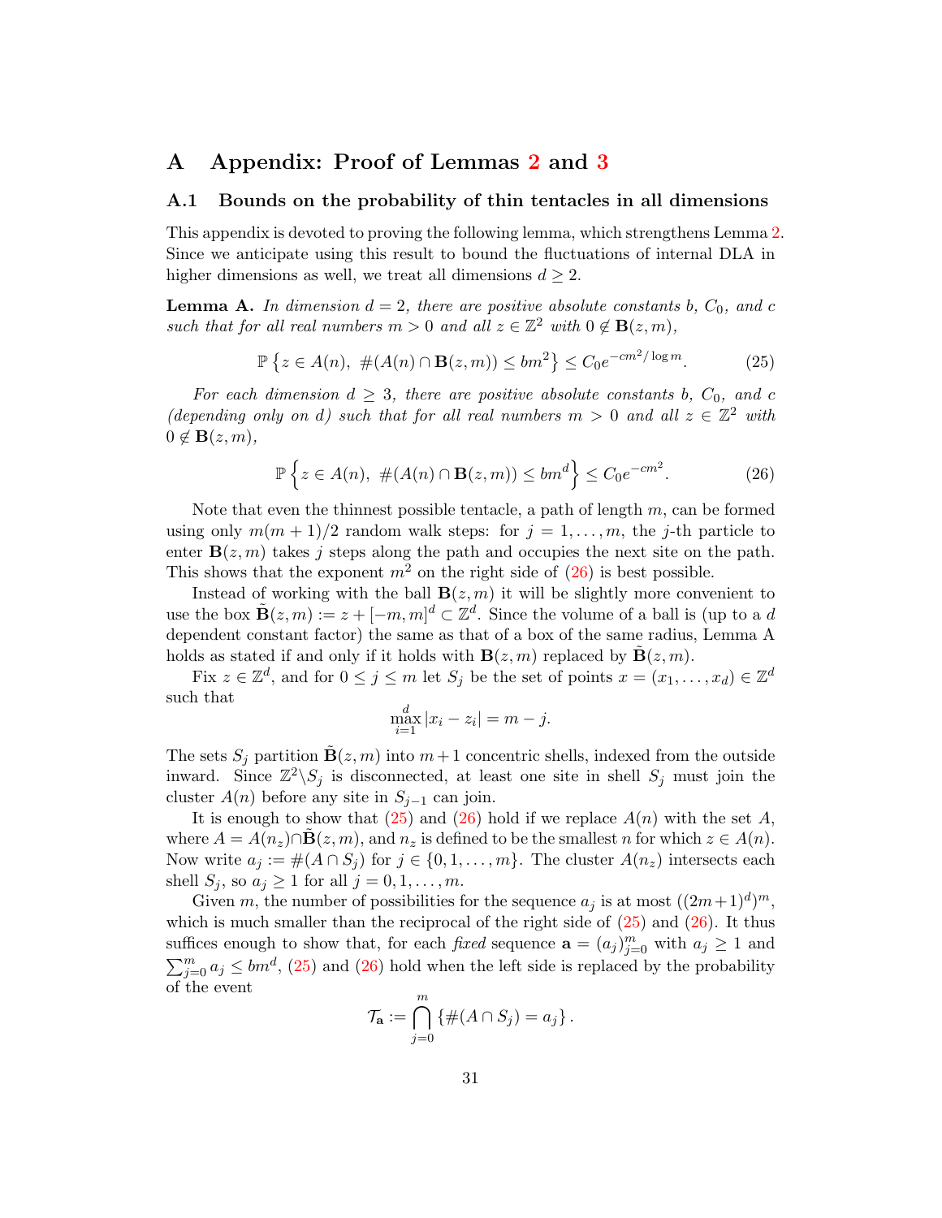# A Appendix: Proof of Lemmas 2 and 3

## A.1 Bounds on the probability of thin tentacles in all dimensions

This appendix is devoted to proving the following lemma, which strengthens Lemma 2. Since we anticipate using this result to bound the fluctuations of internal DLA in higher dimensions as well, we treat all dimensions $d \geq 2$.

**Lemma A.** *In dimension $d = 2$, there are positive absolute constants $b$, $C_0$, and $c$ such that for all real numbers $m > 0$ and all $z \in \mathbb{Z}^2$ with $0 \notin \mathbf{B}(z,m)$,*

$$\mathbb{P}\left\{z \in A(n),\ \#(A(n) \cap \mathbf{B}(z,m)) \leq bm^2\right\} \leq C_0 e^{-cm^2/\log m}. \tag{25}$$

*For each dimension $d \geq 3$, there are positive absolute constants $b$, $C_0$, and $c$ (depending only on $d$) such that for all real numbers $m > 0$ and all $z \in \mathbb{Z}^2$ with $0 \notin \mathbf{B}(z,m)$,*

$$\mathbb{P}\left\{z \in A(n),\ \#(A(n) \cap \mathbf{B}(z,m)) \leq bm^d\right\} \leq C_0 e^{-cm^2}. \tag{26}$$

Note that even the thinnest possible tentacle, a path of length $m$, can be formed using only $m(m+1)/2$ random walk steps: for $j = 1, \ldots, m$, the $j$-th particle to enter $\mathbf{B}(z,m)$ takes $j$ steps along the path and occupies the next site on the path. This shows that the exponent $m^2$ on the right side of (26) is best possible.

Instead of working with the ball $\mathbf{B}(z,m)$ it will be slightly more convenient to use the box $\tilde{\mathbf{B}}(z,m) := z + [-m,m]^d \subset \mathbb{Z}^d$. Since the volume of a ball is (up to a $d$ dependent constant factor) the same as that of a box of the same radius, Lemma A holds as stated if and only if it holds with $\mathbf{B}(z,m)$ replaced by $\tilde{\mathbf{B}}(z,m)$.

Fix $z \in \mathbb{Z}^d$, and for $0 \leq j \leq m$ let $S_j$ be the set of points $x = (x_1, \ldots, x_d) \in \mathbb{Z}^d$ such that

$$\max_{i=1}^{d} |x_i - z_i| = m - j.$$

The sets $S_j$ partition $\tilde{\mathbf{B}}(z,m)$ into $m+1$ concentric shells, indexed from the outside inward. Since $\mathbb{Z}^2 \backslash S_j$ is disconnected, at least one site in shell $S_j$ must join the cluster $A(n)$ before any site in $S_{j-1}$ can join.

It is enough to show that (25) and (26) hold if we replace $A(n)$ with the set $A$, where $A = A(n_z) \cap \tilde{\mathbf{B}}(z,m)$, and $n_z$ is defined to be the smallest $n$ for which $z \in A(n)$. Now write $a_j := \#(A \cap S_j)$ for $j \in \{0, 1, \ldots, m\}$. The cluster $A(n_z)$ intersects each shell $S_j$, so $a_j \geq 1$ for all $j = 0, 1, \ldots, m$.

Given $m$, the number of possibilities for the sequence $a_j$ is at most $((2m+1)^d)^m$, which is much smaller than the reciprocal of the right side of (25) and (26). It thus suffices enough to show that, for each *fixed* sequence $\mathbf{a} = (a_j)_{j=0}^m$ with $a_j \geq 1$ and $\sum_{j=0}^m a_j \leq bm^d$, (25) and (26) hold when the left side is replaced by the probability of the event

$$\mathcal{T}_{\mathbf{a}} := \bigcap_{j=0}^{m} \{\#(A \cap S_j) = a_j\}.$$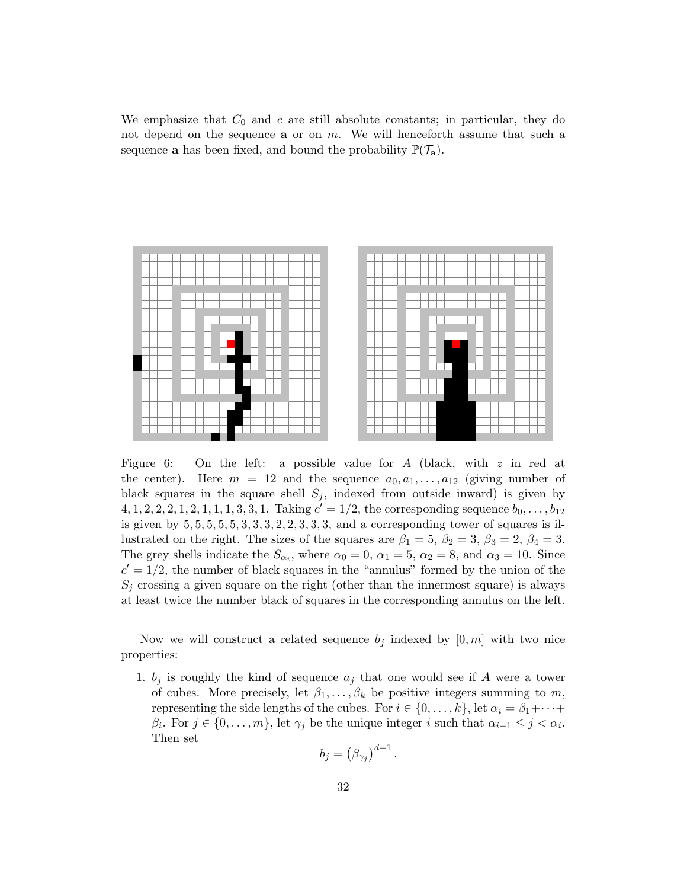We emphasize that $C_0$ and $c$ are still absolute constants; in particular, they do not depend on the sequence $\mathbf{a}$ or on $m$. We will henceforth assume that such a sequence $\mathbf{a}$ has been fixed, and bound the probability $\mathbb{P}(\mathcal{T}_{\mathbf{a}})$.

Figure 6: On the left: a possible value for $A$ (black, with $z$ in red at the center). Here $m = 12$ and the sequence $a_0, a_1, \ldots, a_{12}$ (giving number of black squares in the square shell $S_j$, indexed from outside inward) is given by $4, 1, 2, 2, 2, 1, 2, 1, 1, 1, 3, 3, 1$. Taking $c' = 1/2$, the corresponding sequence $b_0, \ldots, b_{12}$ is given by $5, 5, 5, 5, 5, 3, 3, 3, 2, 2, 3, 3, 3$, and a corresponding tower of squares is illustrated on the right. The sizes of the squares are $\beta_1 = 5$, $\beta_2 = 3$, $\beta_3 = 2$, $\beta_4 = 3$. The grey shells indicate the $S_{\alpha_i}$, where $\alpha_0 = 0$, $\alpha_1 = 5$, $\alpha_2 = 8$, and $\alpha_3 = 10$. Since $c' = 1/2$, the number of black squares in the "annulus" formed by the union of the $S_j$ crossing a given square on the right (other than the innermost square) is always at least twice the number black of squares in the corresponding annulus on the left.

Now we will construct a related sequence $b_j$ indexed by $[0, m]$ with two nice properties:

1. $b_j$ is roughly the kind of sequence $a_j$ that one would see if $A$ were a tower of cubes. More precisely, let $\beta_1, \ldots, \beta_k$ be positive integers summing to $m$, representing the side lengths of the cubes. For $i \in \{0, \ldots, k\}$, let $\alpha_i = \beta_1 + \cdots + \beta_i$. For $j \in \{0, \ldots, m\}$, let $\gamma_j$ be the unique integer $i$ such that $\alpha_{i-1} \leq j < \alpha_i$. Then set
$$b_j = \left(\beta_{\gamma_j}\right)^{d-1}.$$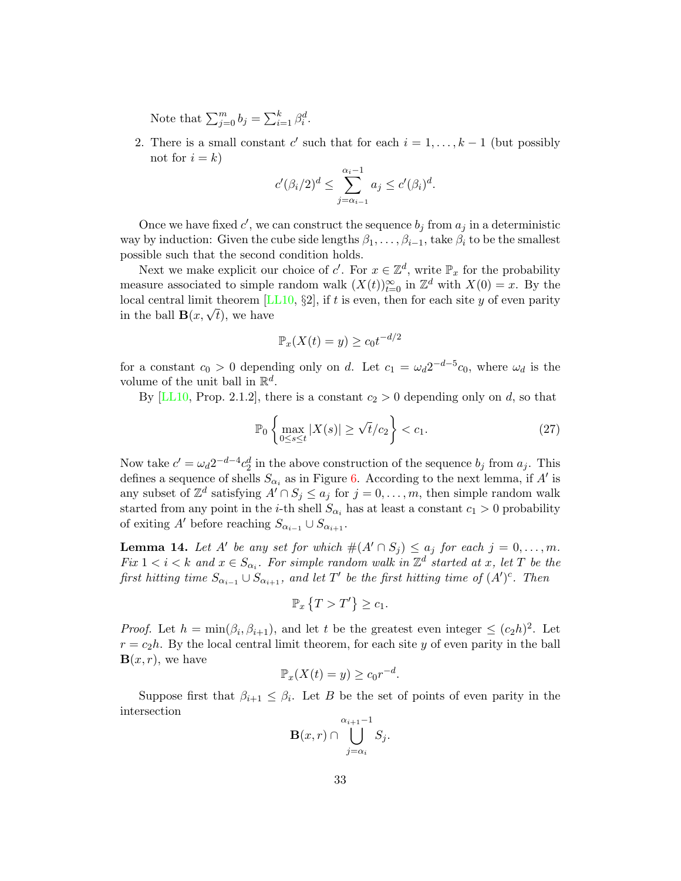Note that $\sum_{j=0}^{m} b_j = \sum_{i=1}^{k} \beta_i^d$.

2. There is a small constant $c'$ such that for each $i = 1, \ldots, k-1$ (but possibly not for $i = k$)

$$c'(\beta_i/2)^d \leq \sum_{j=\alpha_{i-1}}^{\alpha_i - 1} a_j \leq c'(\beta_i)^d.$$

Once we have fixed $c'$, we can construct the sequence $b_j$ from $a_j$ in a deterministic way by induction: Given the cube side lengths $\beta_1, \ldots, \beta_{i-1}$, take $\beta_i$ to be the smallest possible such that the second condition holds.

Next we make explicit our choice of $c'$. For $x \in \mathbb{Z}^d$, write $\mathbb{P}_x$ for the probability measure associated to simple random walk $(X(t))_{t=0}^{\infty}$ in $\mathbb{Z}^d$ with $X(0) = x$. By the local central limit theorem [LL10, §2], if $t$ is even, then for each site $y$ of even parity in the ball $\mathbf{B}(x, \sqrt{t})$, we have

$$\mathbb{P}_x(X(t) = y) \geq c_0 t^{-d/2}$$

for a constant $c_0 > 0$ depending only on $d$. Let $c_1 = \omega_d 2^{-d-5} c_0$, where $\omega_d$ is the volume of the unit ball in $\mathbb{R}^d$.

By [LL10, Prop. 2.1.2], there is a constant $c_2 > 0$ depending only on $d$, so that

$$\mathbb{P}_0 \left\{ \max_{0 \leq s \leq t} |X(s)| \geq \sqrt{t}/c_2 \right\} < c_1. \tag{27}$$

Now take $c' = \omega_d 2^{-d-4} c_2^d$ in the above construction of the sequence $b_j$ from $a_j$. This defines a sequence of shells $S_{\alpha_i}$ as in Figure 6. According to the next lemma, if $A'$ is any subset of $\mathbb{Z}^d$ satisfying $A' \cap S_j \leq a_j$ for $j = 0, \ldots, m$, then simple random walk started from any point in the $i$-th shell $S_{\alpha_i}$ has at least a constant $c_1 > 0$ probability of exiting $A'$ before reaching $S_{\alpha_{i-1}} \cup S_{\alpha_{i+1}}$.

**Lemma 14.** *Let $A'$ be any set for which $\#(A' \cap S_j) \leq a_j$ for each $j = 0, \ldots, m$. Fix $1 < i < k$ and $x \in S_{\alpha_i}$. For simple random walk in $\mathbb{Z}^d$ started at $x$, let $T$ be the first hitting time $S_{\alpha_{i-1}} \cup S_{\alpha_{i+1}}$, and let $T'$ be the first hitting time of $(A')^c$. Then*

$$\mathbb{P}_x \{T > T'\} \geq c_1.$$

*Proof.* Let $h = \min(\beta_i, \beta_{i+1})$, and let $t$ be the greatest even integer $\leq (c_2 h)^2$. Let $r = c_2 h$. By the local central limit theorem, for each site $y$ of even parity in the ball $\mathbf{B}(x, r)$, we have

$$\mathbb{P}_x(X(t) = y) \geq c_0 r^{-d}.$$

Suppose first that $\beta_{i+1} \leq \beta_i$. Let $B$ be the set of points of even parity in the intersection

$$\mathbf{B}(x, r) \cap \bigcup_{j=\alpha_i}^{\alpha_{i+1}-1} S_j.$$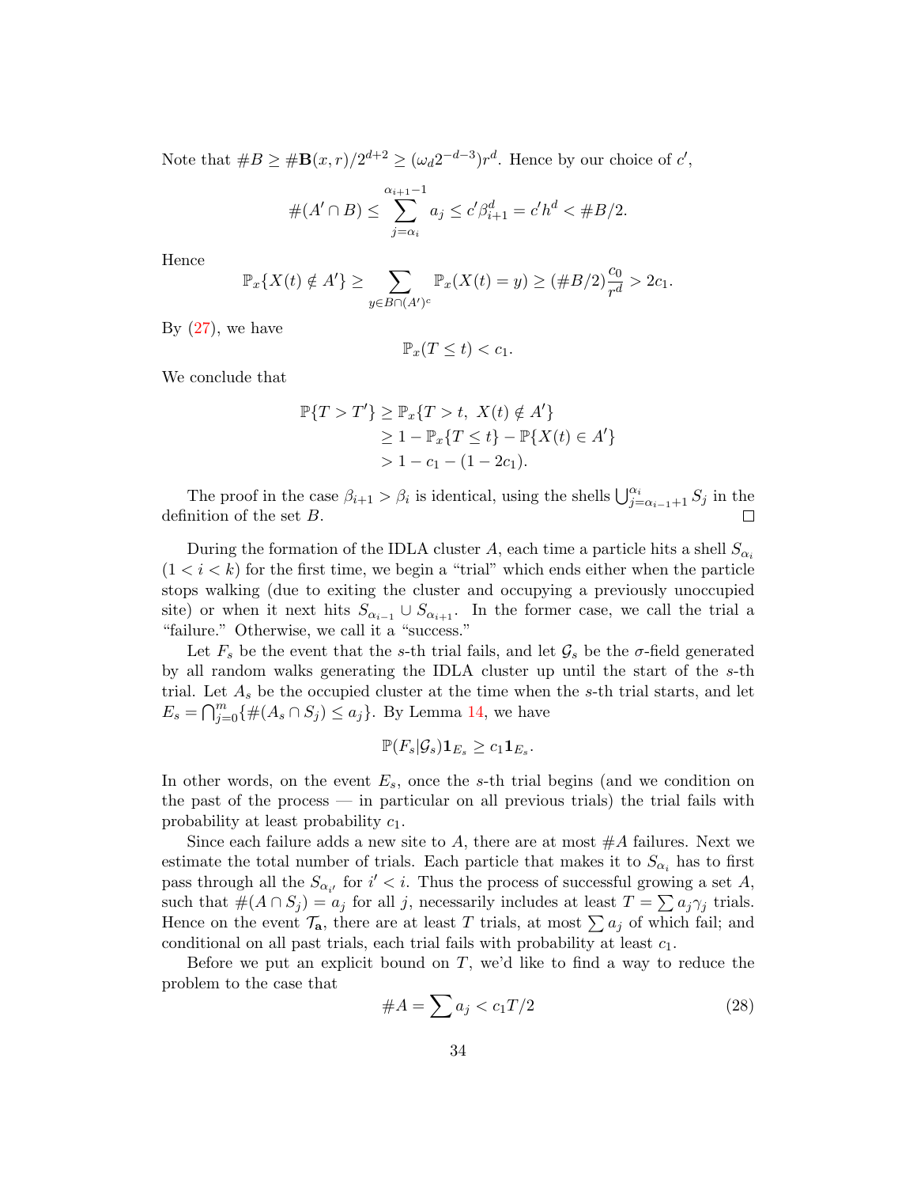Note that $\#B \geq \#\mathbf{B}(x,r)/2^{d+2} \geq (\omega_d 2^{-d-3})r^d$. Hence by our choice of $c'$,

$$\#(A' \cap B) \leq \sum_{j=\alpha_i}^{\alpha_{i+1}-1} a_j \leq c' \beta_{i+1}^d = c' h^d < \#B/2.$$

Hence

$$\mathbb{P}_x\{X(t) \notin A'\} \geq \sum_{y \in B \cap (A')^c} \mathbb{P}_x(X(t) = y) \geq (\#B/2)\frac{c_0}{r^d} > 2c_1.$$

By (27), we have

$$\mathbb{P}_x(T \leq t) < c_1.$$

We conclude that

$$\begin{aligned}
\mathbb{P}\{T > T'\} &\geq \mathbb{P}_x\{T > t,\ X(t) \notin A'\} \\
&\geq 1 - \mathbb{P}_x\{T \leq t\} - \mathbb{P}\{X(t) \in A'\} \\
&> 1 - c_1 - (1 - 2c_1).
\end{aligned}$$

The proof in the case $\beta_{i+1} > \beta_i$ is identical, using the shells $\bigcup_{j=\alpha_{i-1}+1}^{\alpha_i} S_j$ in the definition of the set $B$. ◻

During the formation of the IDLA cluster $A$, each time a particle hits a shell $S_{\alpha_i}$ $(1 < i < k)$ for the first time, we begin a "trial" which ends either when the particle stops walking (due to exiting the cluster and occupying a previously unoccupied site) or when it next hits $S_{\alpha_{i-1}} \cup S_{\alpha_{i+1}}$. In the former case, we call the trial a "failure." Otherwise, we call it a "success."

Let $F_s$ be the event that the $s$-th trial fails, and let $\mathcal{G}_s$ be the $\sigma$-field generated by all random walks generating the IDLA cluster up until the start of the $s$-th trial. Let $A_s$ be the occupied cluster at the time when the $s$-th trial starts, and let $E_s = \bigcap_{j=0}^m \{\#(A_s \cap S_j) \leq a_j\}$. By Lemma 14, we have

$$\mathbb{P}(F_s|\mathcal{G}_s)\mathbf{1}_{E_s} \geq c_1 \mathbf{1}_{E_s}.$$

In other words, on the event $E_s$, once the $s$-th trial begins (and we condition on the past of the process — in particular on all previous trials) the trial fails with probability at least probability $c_1$.

Since each failure adds a new site to $A$, there are at most $\#A$ failures. Next we estimate the total number of trials. Each particle that makes it to $S_{\alpha_i}$ has to first pass through all the $S_{\alpha_{i'}}$ for $i' < i$. Thus the process of successful growing a set $A$, such that $\#(A \cap S_j) = a_j$ for all $j$, necessarily includes at least $T = \sum a_j \gamma_j$ trials. Hence on the event $\mathcal{T}_{\mathbf{a}}$, there are at least $T$ trials, at most $\sum a_j$ of which fail; and conditional on all past trials, each trial fails with probability at least $c_1$.

Before we put an explicit bound on $T$, we'd like to find a way to reduce the problem to the case that

$$\#A = \sum a_j < c_1 T/2 \tag{28}$$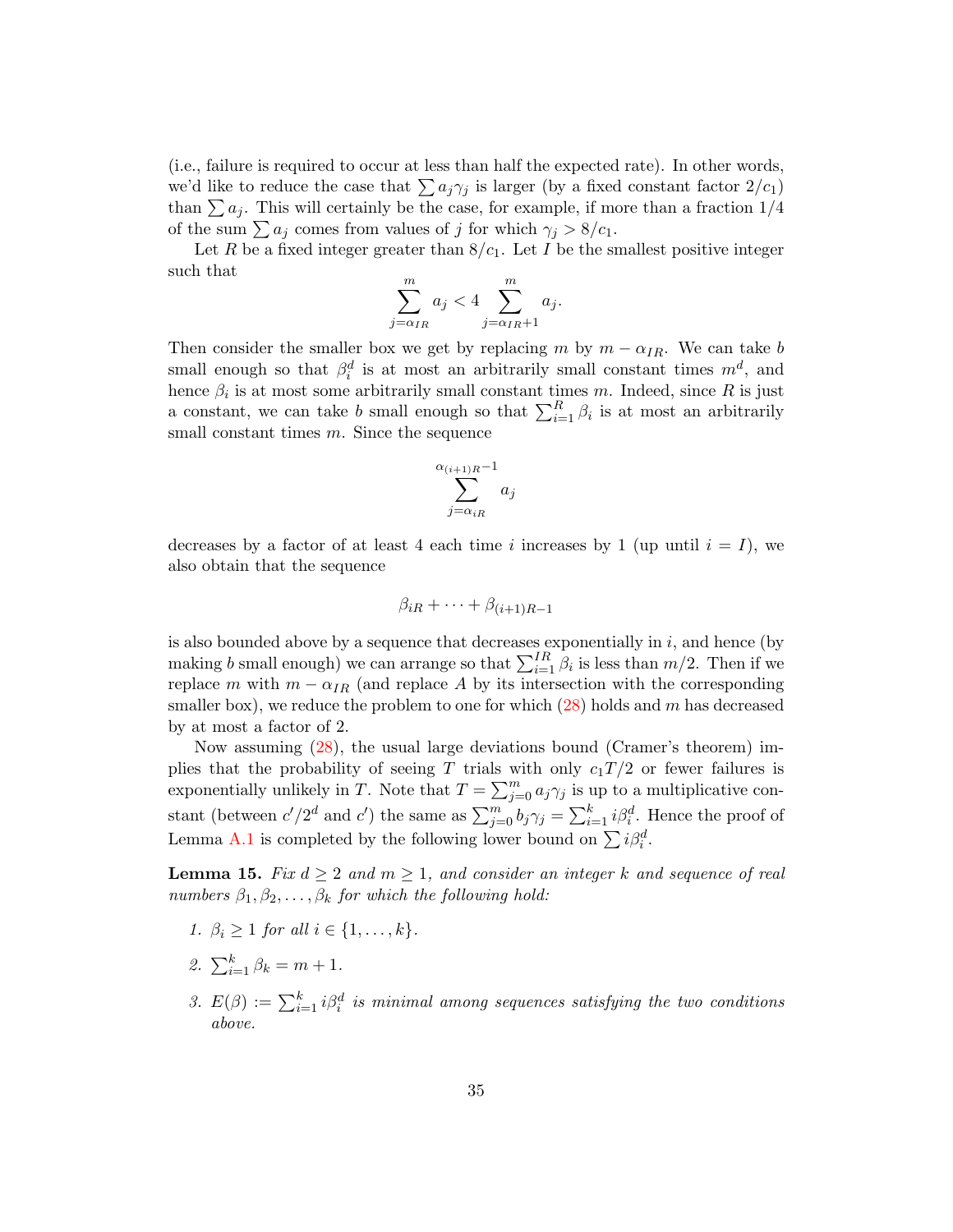(i.e., failure is required to occur at less than half the expected rate). In other words, we'd like to reduce the case that $\sum a_j \gamma_j$ is larger (by a fixed constant factor $2/c_1$) than $\sum a_j$. This will certainly be the case, for example, if more than a fraction $1/4$ of the sum $\sum a_j$ comes from values of $j$ for which $\gamma_j > 8/c_1$.

Let $R$ be a fixed integer greater than $8/c_1$. Let $I$ be the smallest positive integer such that

$$\sum_{j=\alpha_{IR}}^{m} a_j < 4 \sum_{j=\alpha_{IR}+1}^{m} a_j.$$

Then consider the smaller box we get by replacing $m$ by $m - \alpha_{IR}$. We can take $b$ small enough so that $\beta_i^d$ is at most an arbitrarily small constant times $m^d$, and hence $\beta_i$ is at most some arbitrarily small constant times $m$. Indeed, since $R$ is just a constant, we can take $b$ small enough so that $\sum_{i=1}^{R} \beta_i$ is at most an arbitrarily small constant times $m$. Since the sequence

$$\sum_{j=\alpha_{iR}}^{\alpha_{(i+1)R}-1} a_j$$

decreases by a factor of at least 4 each time $i$ increases by 1 (up until $i = I$), we also obtain that the sequence

$$\beta_{iR} + \cdots + \beta_{(i+1)R-1}$$

is also bounded above by a sequence that decreases exponentially in $i$, and hence (by making $b$ small enough) we can arrange so that $\sum_{i=1}^{IR} \beta_i$ is less than $m/2$. Then if we replace $m$ with $m - \alpha_{IR}$ (and replace $A$ by its intersection with the corresponding smaller box), we reduce the problem to one for which (28) holds and $m$ has decreased by at most a factor of 2.

Now assuming (28), the usual large deviations bound (Cramer's theorem) implies that the probability of seeing $T$ trials with only $c_1 T/2$ or fewer failures is exponentially unlikely in $T$. Note that $T = \sum_{j=0}^{m} a_j \gamma_j$ is up to a multiplicative constant (between $c'/2^d$ and $c'$) the same as $\sum_{j=0}^{m} b_j \gamma_j = \sum_{i=1}^{k} i \beta_i^d$. Hence the proof of Lemma A.1 is completed by the following lower bound on $\sum i \beta_i^d$.

**Lemma 15.** *Fix $d \geq 2$ and $m \geq 1$, and consider an integer $k$ and sequence of real numbers $\beta_1, \beta_2, \ldots, \beta_k$ for which the following hold:*

1. *$\beta_i \geq 1$ for all $i \in \{1, \ldots, k\}$.*
2. *$\sum_{i=1}^{k} \beta_k = m + 1$.*
3. *$E(\beta) := \sum_{i=1}^{k} i \beta_i^d$ is minimal among sequences satisfying the two conditions above.*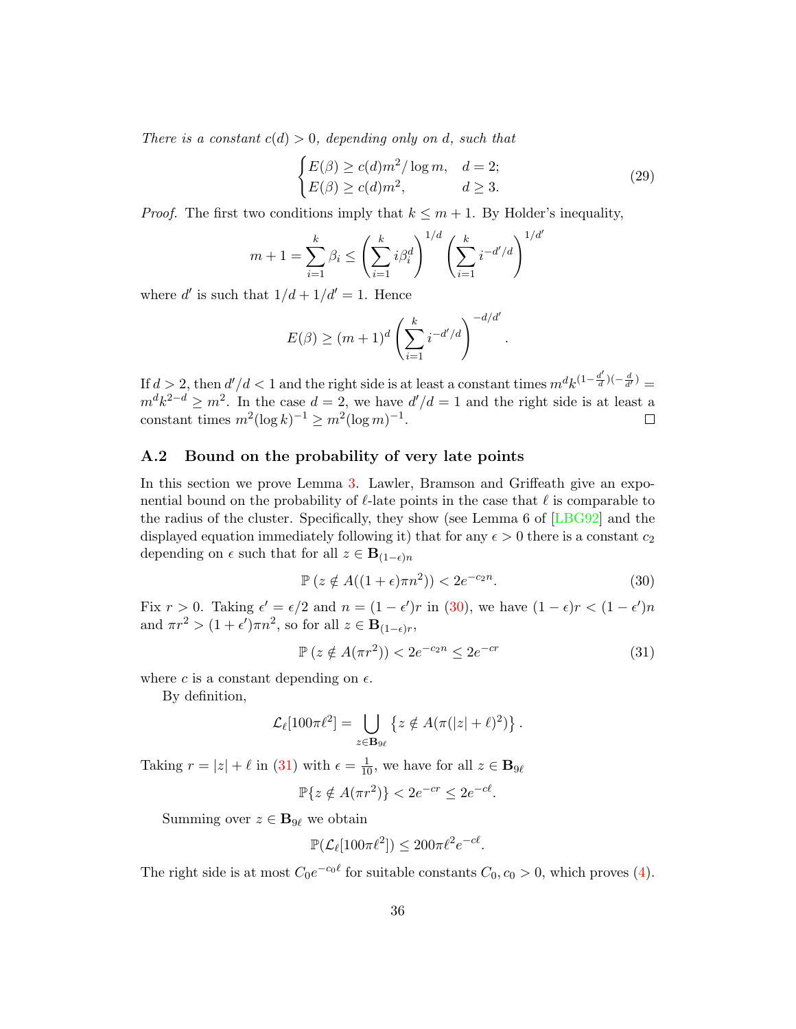*There is a constant $c(d) > 0$, depending only on $d$, such that*

$$\begin{cases} E(\beta) \geq c(d) m^2 / \log m, & d = 2; \\ E(\beta) \geq c(d) m^2, & d \geq 3. \end{cases} \tag{29}$$

*Proof.* The first two conditions imply that $k \leq m+1$. By Holder's inequality,

$$m + 1 = \sum_{i=1}^{k} \beta_i \leq \left( \sum_{i=1}^{k} i \beta_i^d \right)^{1/d} \left( \sum_{i=1}^{k} i^{-d'/d} \right)^{1/d'}$$

where $d'$ is such that $1/d + 1/d' = 1$. Hence

$$E(\beta) \geq (m+1)^d \left( \sum_{i=1}^{k} i^{-d'/d} \right)^{-d/d'}.$$

If $d > 2$, then $d'/d < 1$ and the right side is at least a constant times $m^d k^{(1 - \frac{d'}{d})(-\frac{d}{d'})} = m^d k^{2-d} \geq m^2$. In the case $d = 2$, we have $d'/d = 1$ and the right side is at least a constant times $m^2 (\log k)^{-1} \geq m^2 (\log m)^{-1}$. $\square$

## A.2 Bound on the probability of very late points

In this section we prove Lemma 3. Lawler, Bramson and Griffeath give an exponential bound on the probability of $\ell$-late points in the case that $\ell$ is comparable to the radius of the cluster. Specifically, they show (see Lemma 6 of [LBG92] and the displayed equation immediately following it) that for any $\epsilon > 0$ there is a constant $c_2$ depending on $\epsilon$ such that for all $z \in \mathbf{B}_{(1-\epsilon)n}$

$$\mathbb{P}\left(z \notin A((1+\epsilon)\pi n^2)\right) < 2e^{-c_2 n}. \tag{30}$$

Fix $r > 0$. Taking $\epsilon' = \epsilon/2$ and $n = (1-\epsilon')r$ in (30), we have $(1-\epsilon)r < (1-\epsilon')n$ and $\pi r^2 > (1+\epsilon')\pi n^2$, so for all $z \in \mathbf{B}_{(1-\epsilon)r}$,

$$\mathbb{P}\left(z \notin A(\pi r^2)\right) < 2e^{-c_2 n} \leq 2e^{-cr} \tag{31}$$

where $c$ is a constant depending on $\epsilon$.

By definition,

$$\mathcal{L}_\ell[100\pi\ell^2] = \bigcup_{z \in \mathbf{B}_{9\ell}} \left\{ z \notin A(\pi(|z| + \ell)^2) \right\}.$$

Taking $r = |z| + \ell$ in (31) with $\epsilon = \frac{1}{10}$, we have for all $z \in \mathbf{B}_{9\ell}$

$$\mathbb{P}\{z \notin A(\pi r^2)\} < 2e^{-cr} \leq 2e^{-c\ell}.$$

Summing over $z \in \mathbf{B}_{9\ell}$ we obtain

$$\mathbb{P}(\mathcal{L}_\ell[100\pi\ell^2]) \leq 200\pi\ell^2 e^{-c\ell}.$$

The right side is at most $C_0 e^{-c_0 \ell}$ for suitable constants $C_0, c_0 > 0$, which proves (4).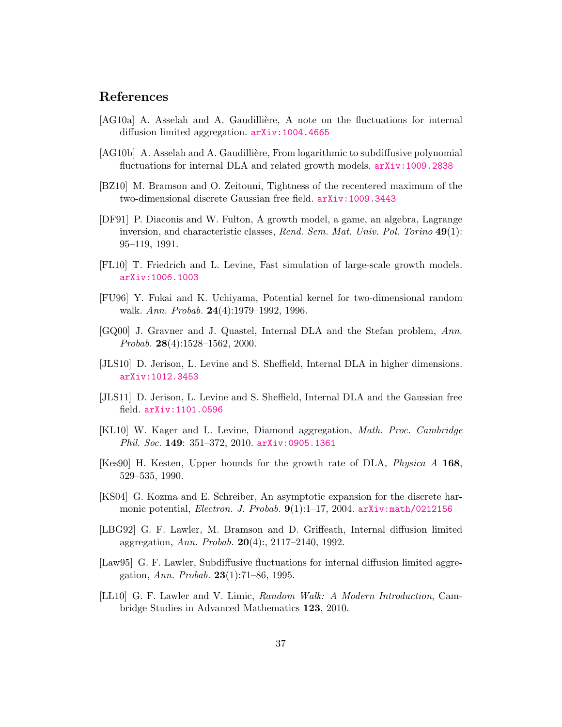## References

[AG10a] A. Asselah and A. Gaudillière, A note on the fluctuations for internal diffusion limited aggregation. arXiv:1004.4665

[AG10b] A. Asselah and A. Gaudillière, From logarithmic to subdiffusive polynomial fluctuations for internal DLA and related growth models. arXiv:1009.2838

[BZ10] M. Bramson and O. Zeitouni, Tightness of the recentered maximum of the two-dimensional discrete Gaussian free field. arXiv:1009.3443

[DF91] P. Diaconis and W. Fulton, A growth model, a game, an algebra, Lagrange inversion, and characteristic classes, *Rend. Sem. Mat. Univ. Pol. Torino* **49**(1): 95–119, 1991.

[FL10] T. Friedrich and L. Levine, Fast simulation of large-scale growth models. arXiv:1006.1003

[FU96] Y. Fukai and K. Uchiyama, Potential kernel for two-dimensional random walk. *Ann. Probab.* **24**(4):1979–1992, 1996.

[GQ00] J. Gravner and J. Quastel, Internal DLA and the Stefan problem, *Ann. Probab.* **28**(4):1528–1562, 2000.

[JLS10] D. Jerison, L. Levine and S. Sheffield, Internal DLA in higher dimensions. arXiv:1012.3453

[JLS11] D. Jerison, L. Levine and S. Sheffield, Internal DLA and the Gaussian free field. arXiv:1101.0596

[KL10] W. Kager and L. Levine, Diamond aggregation, *Math. Proc. Cambridge Phil. Soc.* **149**: 351–372, 2010. arXiv:0905.1361

[Kes90] H. Kesten, Upper bounds for the growth rate of DLA, *Physica A* **168**, 529–535, 1990.

[KS04] G. Kozma and E. Schreiber, An asymptotic expansion for the discrete harmonic potential, *Electron. J. Probab.* **9**(1):1–17, 2004. arXiv:math/0212156

[LBG92] G. F. Lawler, M. Bramson and D. Griffeath, Internal diffusion limited aggregation, *Ann. Probab.* **20**(4):, 2117–2140, 1992.

[Law95] G. F. Lawler, Subdiffusive fluctuations for internal diffusion limited aggregation, *Ann. Probab.* **23**(1):71–86, 1995.

[LL10] G. F. Lawler and V. Limic, *Random Walk: A Modern Introduction*, Cambridge Studies in Advanced Mathematics **123**, 2010.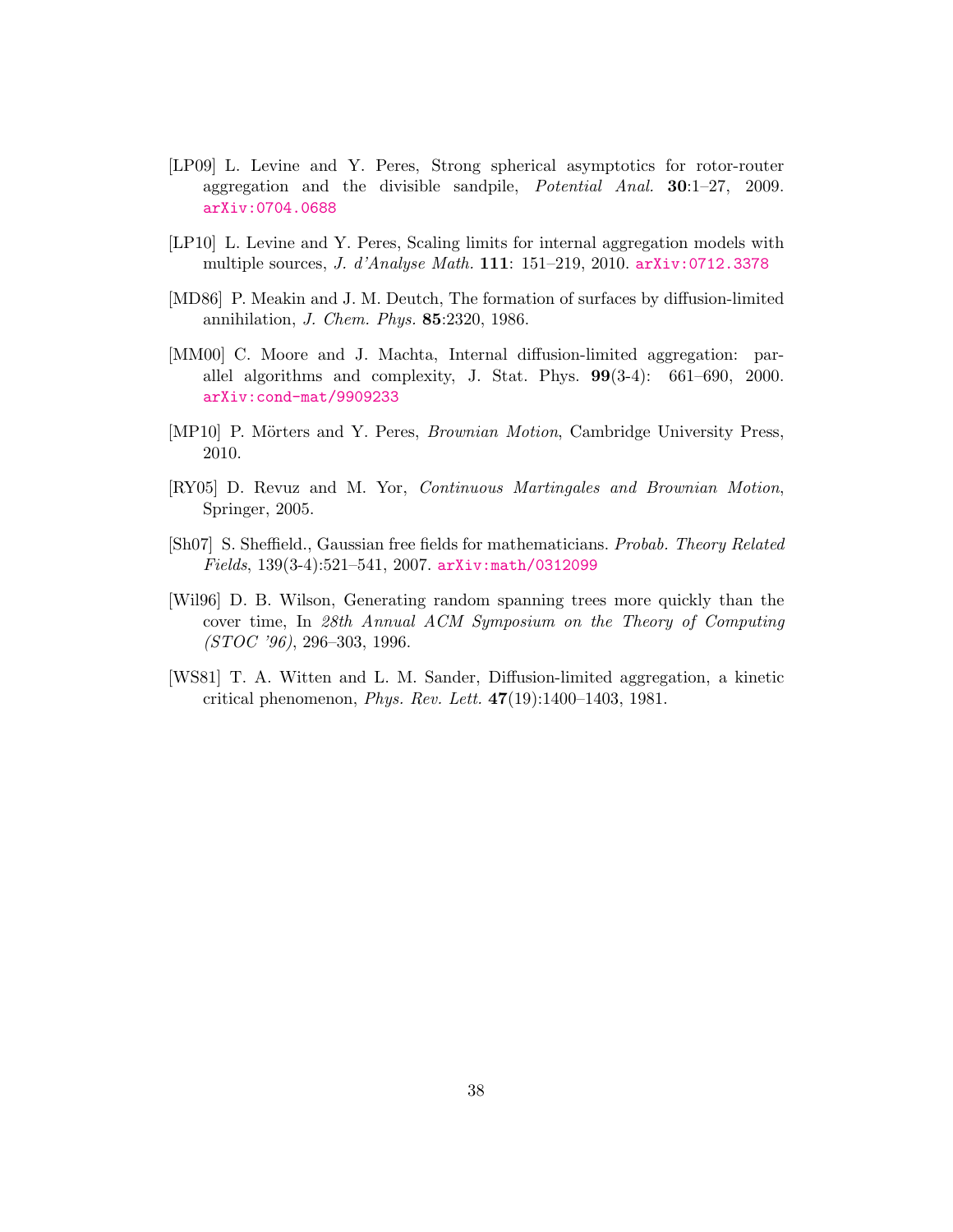[LP09] L. Levine and Y. Peres, Strong spherical asymptotics for rotor-router aggregation and the divisible sandpile, *Potential Anal.* **30**:1–27, 2009. arXiv:0704.0688

[LP10] L. Levine and Y. Peres, Scaling limits for internal aggregation models with multiple sources, *J. d'Analyse Math.* **111**: 151–219, 2010. arXiv:0712.3378

[MD86] P. Meakin and J. M. Deutch, The formation of surfaces by diffusion-limited annihilation, *J. Chem. Phys.* **85**:2320, 1986.

[MM00] C. Moore and J. Machta, Internal diffusion-limited aggregation: parallel algorithms and complexity, J. Stat. Phys. **99**(3-4): 661–690, 2000. arXiv:cond-mat/9909233

[MP10] P. Mörters and Y. Peres, *Brownian Motion*, Cambridge University Press, 2010.

[RY05] D. Revuz and M. Yor, *Continuous Martingales and Brownian Motion*, Springer, 2005.

[Sh07] S. Sheffield., Gaussian free fields for mathematicians. *Probab. Theory Related Fields*, 139(3-4):521–541, 2007. arXiv:math/0312099

[Wil96] D. B. Wilson, Generating random spanning trees more quickly than the cover time, In *28th Annual ACM Symposium on the Theory of Computing (STOC '96)*, 296–303, 1996.

[WS81] T. A. Witten and L. M. Sander, Diffusion-limited aggregation, a kinetic critical phenomenon, *Phys. Rev. Lett.* **47**(19):1400–1403, 1981.